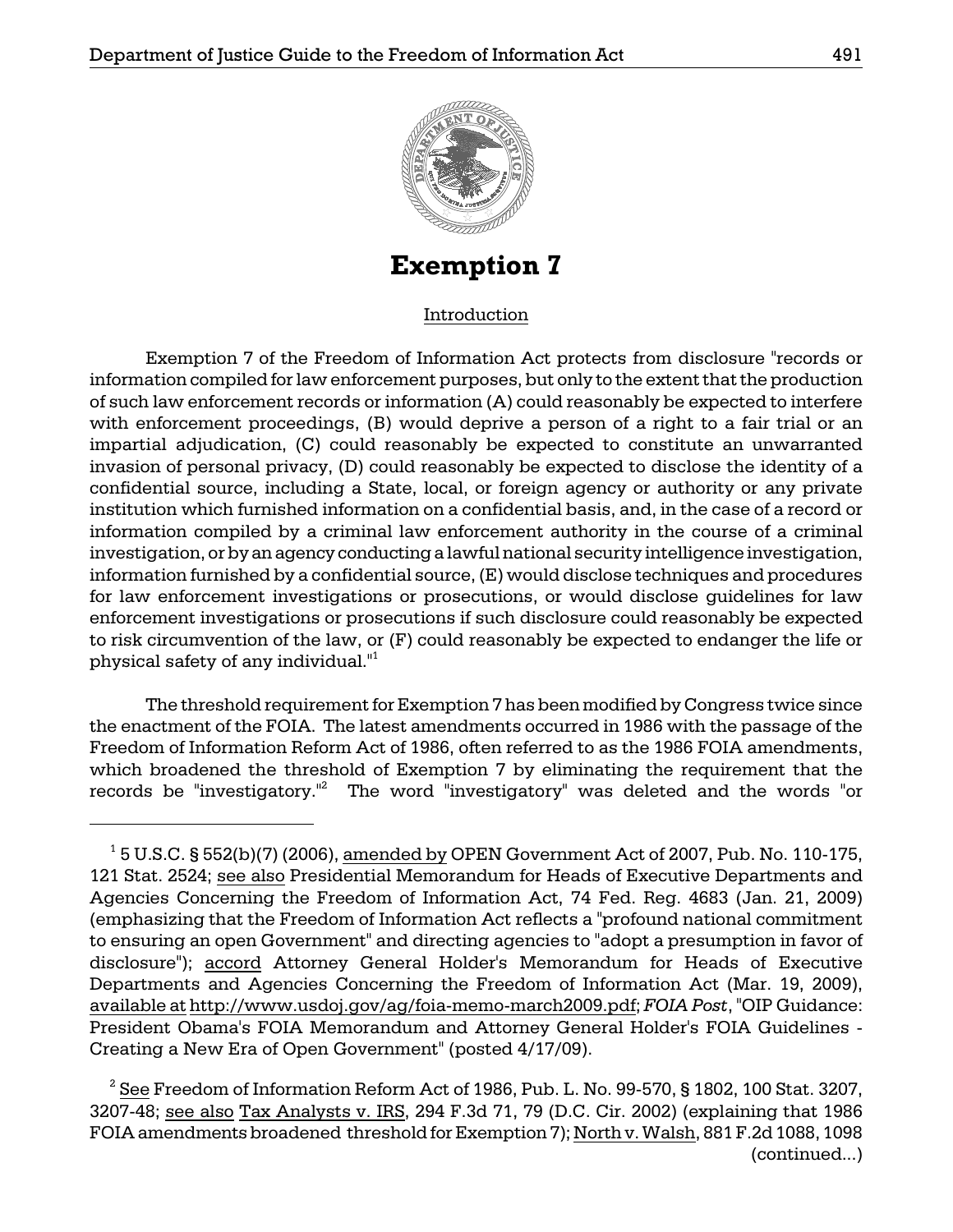# Exemption 7

## Introduction

Exemption 7 of the Freedom of Information Act protects from disclosure "records or information compiled for law enforcement purposes, but only to the extent that the production of such law enforcement records or information (A) could reasonably be expected to interfere with enforcement proceedings, (B) would deprive a person of a right to a fair trial or an impartial adjudication, (C) could reasonably be expected to constitute an unwarranted invasion of personal privacy, (D) could reasonably be expected to disclose the identity of a confidential source, including a State, local, or foreign agency or authority or any private institution which furnished information on a confidential basis, and, in the case of a record or information compiled by a criminal law enforcement authority in the course of a criminal investigation, or by an agency conducting a lawful national security intelligence investigation, information furnished by a confidential source, (E) would disclose techniques and procedures for law enforcement investigations or prosecutions, or would disclose guidelines for law enforcement investigations or prosecutions if such disclosure could reasonably be expected to risk circumvention of the law, or (F) could reasonably be expected to endanger the life or physical safety of any individual."[1]

The threshold requirement for Exemption 7 has been modified by Congress twice since the enactment of the FOIA. The latest amendments occurred in 1986 with the passage of the Freedom of Information Reform Act of 1986, often referred to as the 1986 FOIA amendments, which broadened the threshold of Exemption 7 by eliminating the requirement that the records be "investigatory."[2] The word "investigatory" was deleted and the words "or

---

[1] 5 U.S.C. § 552(b)(7) (2006), amended by OPEN Government Act of 2007, Pub. No. 110-175, 121 Stat. 2524; see also Presidential Memorandum for Heads of Executive Departments and Agencies Concerning the Freedom of Information Act, 74 Fed. Reg. 4683 (Jan. 21, 2009) (emphasizing that the Freedom of Information Act reflects a "profound national commitment to ensuring an open Government" and directing agencies to "adopt a presumption in favor of disclosure"); accord Attorney General Holder's Memorandum for Heads of Executive Departments and Agencies Concerning the Freedom of Information Act (Mar. 19, 2009), available at http://www.usdoj.gov/ag/foia-memo-march2009.pdf; *FOIA Post*, "OIP Guidance: President Obama's FOIA Memorandum and Attorney General Holder's FOIA Guidelines - Creating a New Era of Open Government" (posted 4/17/09).

[2] See Freedom of Information Reform Act of 1986, Pub. L. No. 99-570, § 1802, 100 Stat. 3207, 3207-48; see also Tax Analysts v. IRS, 294 F.3d 71, 79 (D.C. Cir. 2002) (explaining that 1986 FOIA amendments broadened threshold for Exemption 7); North v. Walsh, 881 F.2d 1088, 1098 (continued...)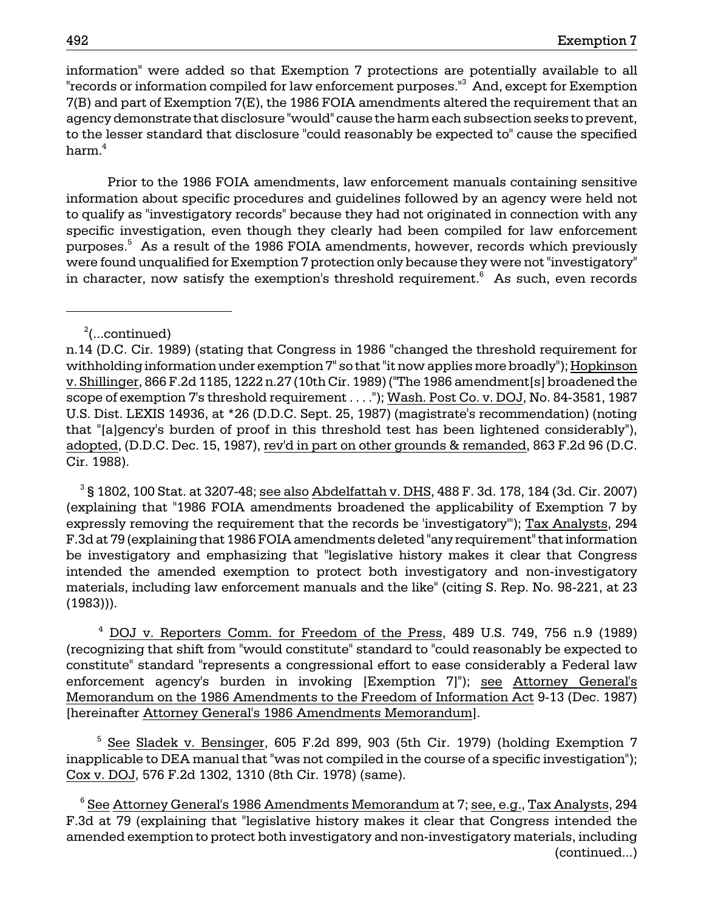information" were added so that Exemption 7 protections are potentially available to all "records or information compiled for law enforcement purposes."[3] And, except for Exemption 7(B) and part of Exemption 7(E), the 1986 FOIA amendments altered the requirement that an agency demonstrate that disclosure "would" cause the harm each subsection seeks to prevent, to the lesser standard that disclosure "could reasonably be expected to" cause the specified harm.[4]

Prior to the 1986 FOIA amendments, law enforcement manuals containing sensitive information about specific procedures and guidelines followed by an agency were held not to qualify as "investigatory records" because they had not originated in connection with any specific investigation, even though they clearly had been compiled for law enforcement purposes.[5] As a result of the 1986 FOIA amendments, however, records which previously were found unqualified for Exemption 7 protection only because they were not "investigatory" in character, now satisfy the exemption's threshold requirement.[6] As such, even records

---

[2](...continued)
n.14 (D.C. Cir. 1989) (stating that Congress in 1986 "changed the threshold requirement for withholding information under exemption 7" so that "it now applies more broadly"); Hopkinson v. Shillinger, 866 F.2d 1185, 1222 n.27 (10th Cir. 1989) ("The 1986 amendment[s] broadened the scope of exemption 7's threshold requirement . . . ."); Wash. Post Co. v. DOJ, No. 84-3581, 1987 U.S. Dist. LEXIS 14936, at *26 (D.D.C. Sept. 25, 1987) (magistrate's recommendation) (noting that "[a]gency's burden of proof in this threshold test has been lightened considerably"), adopted, (D.D.C. Dec. 15, 1987), rev'd in part on other grounds & remanded, 863 F.2d 96 (D.C. Cir. 1988).

[3] § 1802, 100 Stat. at 3207-48; see also Abdelfattah v. DHS, 488 F. 3d. 178, 184 (3d. Cir. 2007) (explaining that "1986 FOIA amendments broadened the applicability of Exemption 7 by expressly removing the requirement that the records be 'investigatory'"); Tax Analysts, 294 F.3d at 79 (explaining that 1986 FOIA amendments deleted "any requirement" that information be investigatory and emphasizing that "legislative history makes it clear that Congress intended the amended exemption to protect both investigatory and non-investigatory materials, including law enforcement manuals and the like" (citing S. Rep. No. 98-221, at 23 (1983))).

[4] DOJ v. Reporters Comm. for Freedom of the Press, 489 U.S. 749, 756 n.9 (1989) (recognizing that shift from "would constitute" standard to "could reasonably be expected to constitute" standard "represents a congressional effort to ease considerably a Federal law enforcement agency's burden in invoking [Exemption 7]"); see Attorney General's Memorandum on the 1986 Amendments to the Freedom of Information Act 9-13 (Dec. 1987) [hereinafter Attorney General's 1986 Amendments Memorandum].

[5] See Sladek v. Bensinger, 605 F.2d 899, 903 (5th Cir. 1979) (holding Exemption 7 inapplicable to DEA manual that "was not compiled in the course of a specific investigation"); Cox v. DOJ, 576 F.2d 1302, 1310 (8th Cir. 1978) (same).

[6] See Attorney General's 1986 Amendments Memorandum at 7; see, e.g., Tax Analysts, 294 F.3d at 79 (explaining that "legislative history makes it clear that Congress intended the amended exemption to protect both investigatory and non-investigatory materials, including (continued...)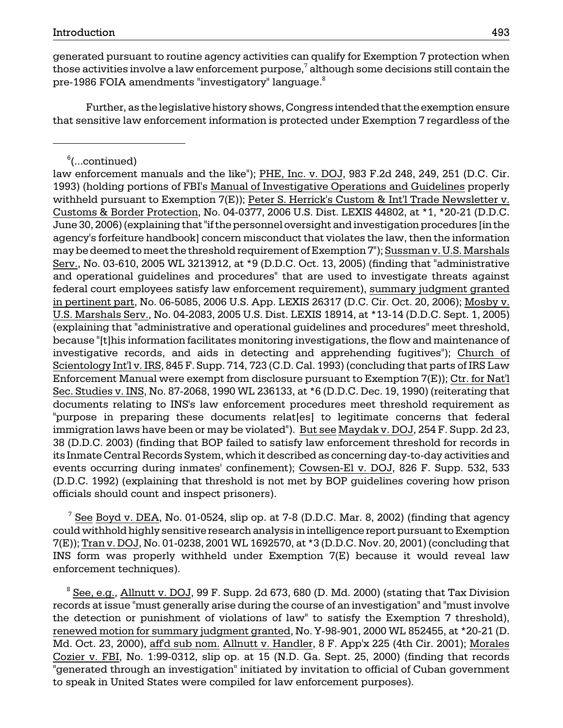generated pursuant to routine agency activities can qualify for Exemption 7 protection when those activities involve a law enforcement purpose,[7] although some decisions still contain the pre-1986 FOIA amendments "investigatory" language.[8]

Further, as the legislative history shows, Congress intended that the exemption ensure that sensitive law enforcement information is protected under Exemption 7 regardless of the

---

[6](...continued)
law enforcement manuals and the like"); PHE, Inc. v. DOJ, 983 F.2d 248, 249, 251 (D.C. Cir. 1993) (holding portions of FBI's Manual of Investigative Operations and Guidelines properly withheld pursuant to Exemption 7(E)); Peter S. Herrick's Custom & Int'l Trade Newsletter v. Customs & Border Protection, No. 04-0377, 2006 U.S. Dist. LEXIS 44802, at *1, *20-21 (D.D.C. June 30, 2006) (explaining that "if the personnel oversight and investigation procedures [in the agency's forfeiture handbook] concern misconduct that violates the law, then the information may be deemed to meet the threshold requirement of Exemption 7"); Sussman v. U.S. Marshals Serv., No. 03-610, 2005 WL 3213912, at *9 (D.D.C. Oct. 13, 2005) (finding that "administrative and operational guidelines and procedures" that are used to investigate threats against federal court employees satisfy law enforcement requirement), summary judgment granted in pertinent part, No. 06-5085, 2006 U.S. App. LEXIS 26317 (D.C. Cir. Oct. 20, 2006); Mosby v. U.S. Marshals Serv., No. 04-2083, 2005 U.S. Dist. LEXIS 18914, at *13-14 (D.D.C. Sept. 1, 2005) (explaining that "administrative and operational guidelines and procedures" meet threshold, because "[t]his information facilitates monitoring investigations, the flow and maintenance of investigative records, and aids in detecting and apprehending fugitives"); Church of Scientology Int'l v. IRS, 845 F. Supp. 714, 723 (C.D. Cal. 1993) (concluding that parts of IRS Law Enforcement Manual were exempt from disclosure pursuant to Exemption 7(E)); Ctr. for Nat'l Sec. Studies v. INS, No. 87-2068, 1990 WL 236133, at *6 (D.D.C. Dec. 19, 1990) (reiterating that documents relating to INS's law enforcement procedures meet threshold requirement as "purpose in preparing these documents relat[es] to legitimate concerns that federal immigration laws have been or may be violated"). But see Maydak v. DOJ, 254 F. Supp. 2d 23, 38 (D.D.C. 2003) (finding that BOP failed to satisfy law enforcement threshold for records in its Inmate Central Records System, which it described as concerning day-to-day activities and events occurring during inmates' confinement); Cowsen-El v. DOJ, 826 F. Supp. 532, 533 (D.D.C. 1992) (explaining that threshold is not met by BOP guidelines covering how prison officials should count and inspect prisoners).

[7] See Boyd v. DEA, No. 01-0524, slip op. at 7-8 (D.D.C. Mar. 8, 2002) (finding that agency could withhold highly sensitive research analysis in intelligence report pursuant to Exemption 7(E)); Tran v. DOJ, No. 01-0238, 2001 WL 1692570, at *3 (D.D.C. Nov. 20, 2001) (concluding that INS form was properly withheld under Exemption 7(E) because it would reveal law enforcement techniques).

[8] See, e.g., Allnutt v. DOJ, 99 F. Supp. 2d 673, 680 (D. Md. 2000) (stating that Tax Division records at issue "must generally arise during the course of an investigation" and "must involve the detection or punishment of violations of law" to satisfy the Exemption 7 threshold), renewed motion for summary judgment granted, No. Y-98-901, 2000 WL 852455, at *20-21 (D. Md. Oct. 23, 2000), aff'd sub nom. Allnutt v. Handler, 8 F. App'x 225 (4th Cir. 2001); Morales Cozier v. FBI, No. 1:99-0312, slip op. at 15 (N.D. Ga. Sept. 25, 2000) (finding that records "generated through an investigation" initiated by invitation to official of Cuban government to speak in United States were compiled for law enforcement purposes).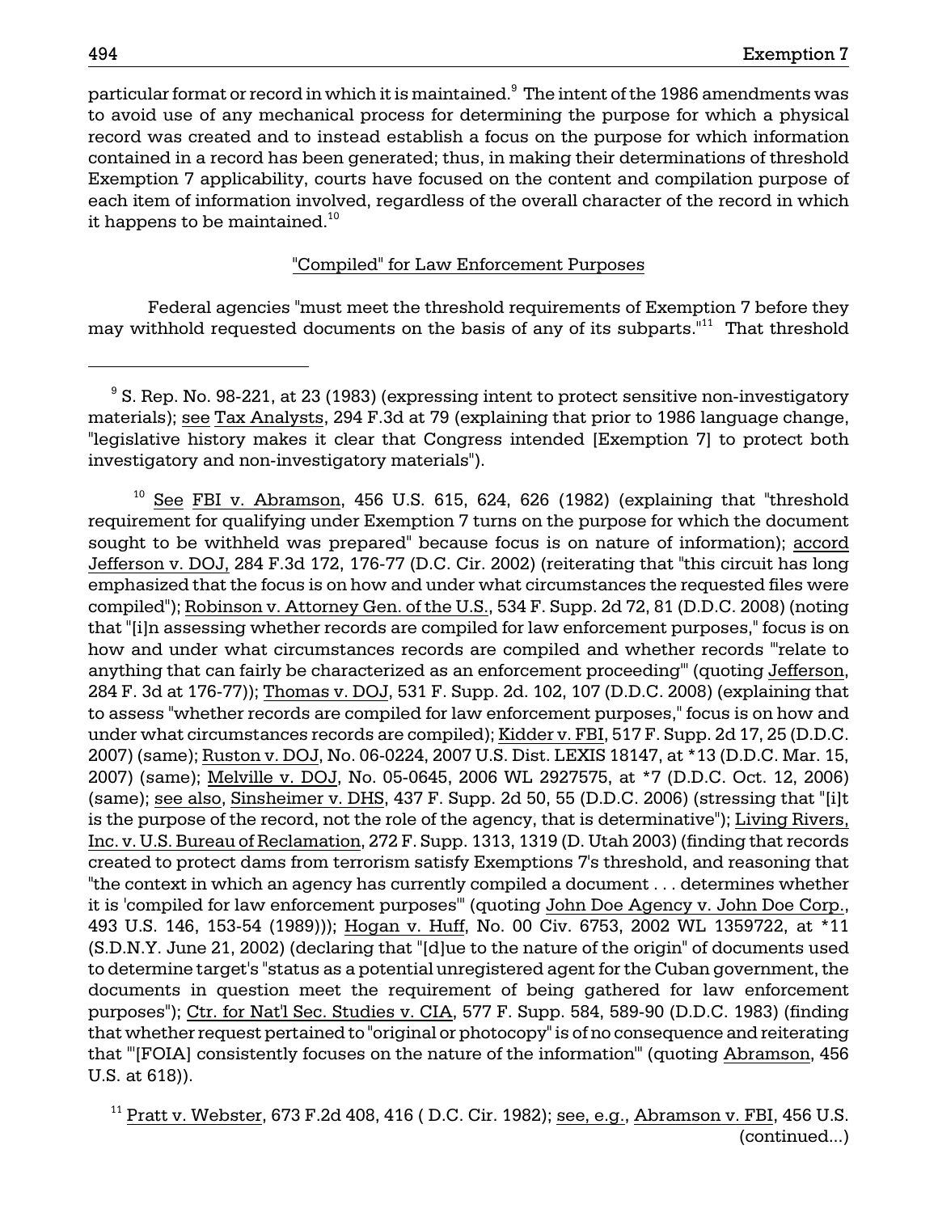particular format or record in which it is maintained.[9] The intent of the 1986 amendments was to avoid use of any mechanical process for determining the purpose for which a physical record was created and to instead establish a focus on the purpose for which information contained in a record has been generated; thus, in making their determinations of threshold Exemption 7 applicability, courts have focused on the content and compilation purpose of each item of information involved, regardless of the overall character of the record in which it happens to be maintained.[10]

### "Compiled" for Law Enforcement Purposes

Federal agencies "must meet the threshold requirements of Exemption 7 before they may withhold requested documents on the basis of any of its subparts."[11] That threshold

---

[9] S. Rep. No. 98-221, at 23 (1983) (expressing intent to protect sensitive non-investigatory materials); see Tax Analysts, 294 F.3d at 79 (explaining that prior to 1986 language change, "legislative history makes it clear that Congress intended [Exemption 7] to protect both investigatory and non-investigatory materials").

[10] See FBI v. Abramson, 456 U.S. 615, 624, 626 (1982) (explaining that "threshold requirement for qualifying under Exemption 7 turns on the purpose for which the document sought to be withheld was prepared" because focus is on nature of information); accord Jefferson v. DOJ, 284 F.3d 172, 176-77 (D.C. Cir. 2002) (reiterating that "this circuit has long emphasized that the focus is on how and under what circumstances the requested files were compiled"); Robinson v. Attorney Gen. of the U.S., 534 F. Supp. 2d 72, 81 (D.D.C. 2008) (noting that "[i]n assessing whether records are compiled for law enforcement purposes," focus is on how and under what circumstances records are compiled and whether records "'relate to anything that can fairly be characterized as an enforcement proceeding'" (quoting Jefferson, 284 F. 3d at 176-77)); Thomas v. DOJ, 531 F. Supp. 2d. 102, 107 (D.D.C. 2008) (explaining that to assess "whether records are compiled for law enforcement purposes," focus is on how and under what circumstances records are compiled); Kidder v. FBI, 517 F. Supp. 2d 17, 25 (D.D.C. 2007) (same); Ruston v. DOJ, No. 06-0224, 2007 U.S. Dist. LEXIS 18147, at *13 (D.D.C. Mar. 15, 2007) (same); Melville v. DOJ, No. 05-0645, 2006 WL 2927575, at *7 (D.D.C. Oct. 12, 2006) (same); see also, Sinsheimer v. DHS, 437 F. Supp. 2d 50, 55 (D.D.C. 2006) (stressing that "[i]t is the purpose of the record, not the role of the agency, that is determinative"); Living Rivers, Inc. v. U.S. Bureau of Reclamation, 272 F. Supp. 1313, 1319 (D. Utah 2003) (finding that records created to protect dams from terrorism satisfy Exemptions 7's threshold, and reasoning that "the context in which an agency has currently compiled a document . . . determines whether it is 'compiled for law enforcement purposes'" (quoting John Doe Agency v. John Doe Corp., 493 U.S. 146, 153-54 (1989))); Hogan v. Huff, No. 00 Civ. 6753, 2002 WL 1359722, at *11 (S.D.N.Y. June 21, 2002) (declaring that "[d]ue to the nature of the origin" of documents used to determine target's "status as a potential unregistered agent for the Cuban government, the documents in question meet the requirement of being gathered for law enforcement purposes"); Ctr. for Nat'l Sec. Studies v. CIA, 577 F. Supp. 584, 589-90 (D.D.C. 1983) (finding that whether request pertained to "original or photocopy" is of no consequence and reiterating that "'[FOIA] consistently focuses on the nature of the information'" (quoting Abramson, 456 U.S. at 618)).

[11] Pratt v. Webster, 673 F.2d 408, 416 ( D.C. Cir. 1982); see, e.g., Abramson v. FBI, 456 U.S. (continued...)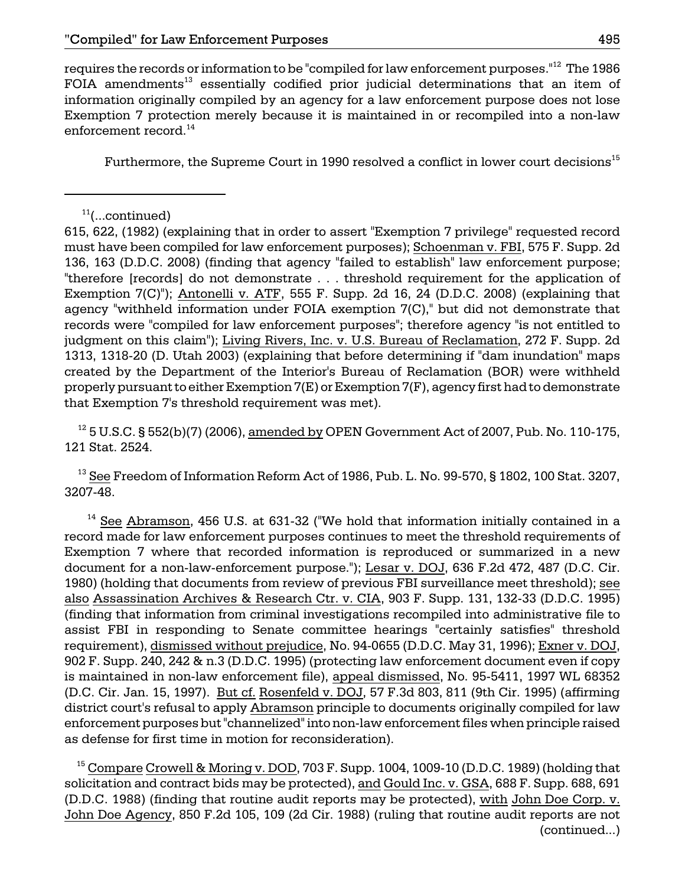requires the records or information to be "compiled for law enforcement purposes."[12] The 1986 FOIA amendments[13] essentially codified prior judicial determinations that an item of information originally compiled by an agency for a law enforcement purpose does not lose Exemption 7 protection merely because it is maintained in or recompiled into a non-law enforcement record.[14]

Furthermore, the Supreme Court in 1990 resolved a conflict in lower court decisions[15]

---

[11](...continued)
615, 622, (1982) (explaining that in order to assert "Exemption 7 privilege" requested record must have been compiled for law enforcement purposes); Schoenman v. FBI, 575 F. Supp. 2d 136, 163 (D.D.C. 2008) (finding that agency "failed to establish" law enforcement purpose; "therefore [records] do not demonstrate . . . threshold requirement for the application of Exemption 7(C)"); Antonelli v. ATF, 555 F. Supp. 2d 16, 24 (D.D.C. 2008) (explaining that agency "withheld information under FOIA exemption 7(C)," but did not demonstrate that records were "compiled for law enforcement purposes"; therefore agency "is not entitled to judgment on this claim"); Living Rivers, Inc. v. U.S. Bureau of Reclamation, 272 F. Supp. 2d 1313, 1318-20 (D. Utah 2003) (explaining that before determining if "dam inundation" maps created by the Department of the Interior's Bureau of Reclamation (BOR) were withheld properly pursuant to either Exemption 7(E) or Exemption 7(F), agency first had to demonstrate that Exemption 7's threshold requirement was met).

[12] 5 U.S.C. § 552(b)(7) (2006), amended by OPEN Government Act of 2007, Pub. No. 110-175, 121 Stat. 2524.

[13] See Freedom of Information Reform Act of 1986, Pub. L. No. 99-570, § 1802, 100 Stat. 3207, 3207-48.

[14] See Abramson, 456 U.S. at 631-32 ("We hold that information initially contained in a record made for law enforcement purposes continues to meet the threshold requirements of Exemption 7 where that recorded information is reproduced or summarized in a new document for a non-law-enforcement purpose."); Lesar v. DOJ, 636 F.2d 472, 487 (D.C. Cir. 1980) (holding that documents from review of previous FBI surveillance meet threshold); see also Assassination Archives & Research Ctr. v. CIA, 903 F. Supp. 131, 132-33 (D.D.C. 1995) (finding that information from criminal investigations recompiled into administrative file to assist FBI in responding to Senate committee hearings "certainly satisfies" threshold requirement), dismissed without prejudice, No. 94-0655 (D.D.C. May 31, 1996); Exner v. DOJ, 902 F. Supp. 240, 242 & n.3 (D.D.C. 1995) (protecting law enforcement document even if copy is maintained in non-law enforcement file), appeal dismissed, No. 95-5411, 1997 WL 68352 (D.C. Cir. Jan. 15, 1997). But cf. Rosenfeld v. DOJ, 57 F.3d 803, 811 (9th Cir. 1995) (affirming district court's refusal to apply Abramson principle to documents originally compiled for law enforcement purposes but "channelized" into non-law enforcement files when principle raised as defense for first time in motion for reconsideration).

[15] Compare Crowell & Moring v. DOD, 703 F. Supp. 1004, 1009-10 (D.D.C. 1989) (holding that solicitation and contract bids may be protected), and Gould Inc. v. GSA, 688 F. Supp. 688, 691 (D.D.C. 1988) (finding that routine audit reports may be protected), with John Doe Corp. v. John Doe Agency, 850 F.2d 105, 109 (2d Cir. 1988) (ruling that routine audit reports are not (continued...)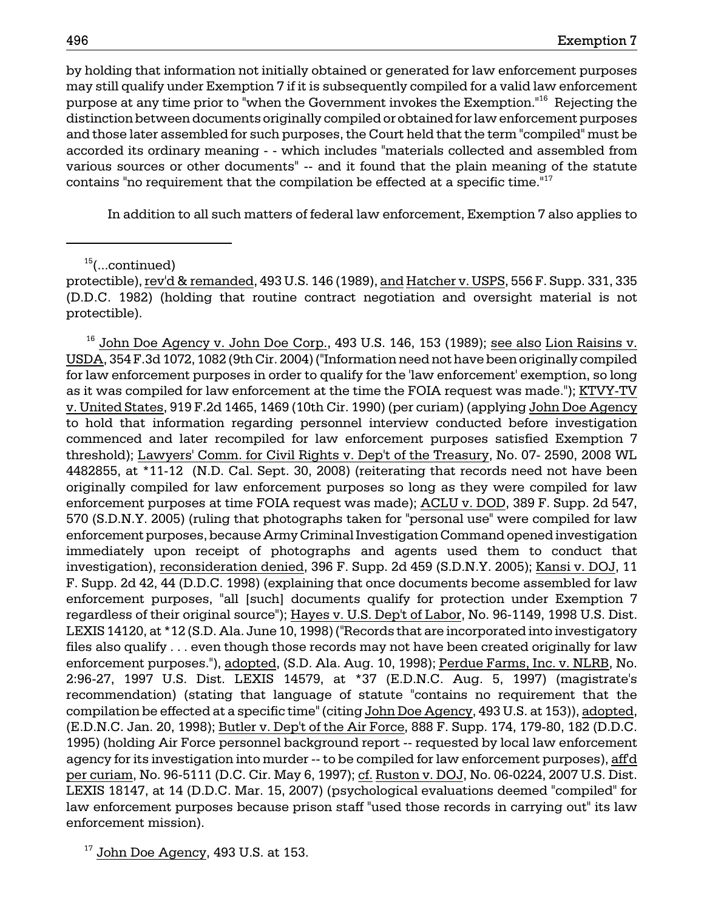by holding that information not initially obtained or generated for law enforcement purposes may still qualify under Exemption 7 if it is subsequently compiled for a valid law enforcement purpose at any time prior to "when the Government invokes the Exemption."[16] Rejecting the distinction between documents originally compiled or obtained for law enforcement purposes and those later assembled for such purposes, the Court held that the term "compiled" must be accorded its ordinary meaning - - which includes "materials collected and assembled from various sources or other documents" -- and it found that the plain meaning of the statute contains "no requirement that the compilation be effected at a specific time."[17]

In addition to all such matters of federal law enforcement, Exemption 7 also applies to

---

[15](...continued)
protectible), rev'd & remanded, 493 U.S. 146 (1989), and Hatcher v. USPS, 556 F. Supp. 331, 335 (D.D.C. 1982) (holding that routine contract negotiation and oversight material is not protectible).

[16] John Doe Agency v. John Doe Corp., 493 U.S. 146, 153 (1989); see also Lion Raisins v. USDA, 354 F.3d 1072, 1082 (9th Cir. 2004) ("Information need not have been originally compiled for law enforcement purposes in order to qualify for the 'law enforcement' exemption, so long as it was compiled for law enforcement at the time the FOIA request was made."); KTVY-TV v. United States, 919 F.2d 1465, 1469 (10th Cir. 1990) (per curiam) (applying John Doe Agency to hold that information regarding personnel interview conducted before investigation commenced and later recompiled for law enforcement purposes satisfied Exemption 7 threshold); Lawyers' Comm. for Civil Rights v. Dep't of the Treasury, No. 07- 2590, 2008 WL 4482855, at *11-12 (N.D. Cal. Sept. 30, 2008) (reiterating that records need not have been originally compiled for law enforcement purposes so long as they were compiled for law enforcement purposes at time FOIA request was made); ACLU v. DOD, 389 F. Supp. 2d 547, 570 (S.D.N.Y. 2005) (ruling that photographs taken for "personal use" were compiled for law enforcement purposes, because Army Criminal Investigation Command opened investigation immediately upon receipt of photographs and agents used them to conduct that investigation), reconsideration denied, 396 F. Supp. 2d 459 (S.D.N.Y. 2005); Kansi v. DOJ, 11 F. Supp. 2d 42, 44 (D.D.C. 1998) (explaining that once documents become assembled for law enforcement purposes, "all [such] documents qualify for protection under Exemption 7 regardless of their original source"); Hayes v. U.S. Dep't of Labor, No. 96-1149, 1998 U.S. Dist. LEXIS 14120, at *12 (S.D. Ala. June 10, 1998) ("Records that are incorporated into investigatory files also qualify . . . even though those records may not have been created originally for law enforcement purposes."), adopted, (S.D. Ala. Aug. 10, 1998); Perdue Farms, Inc. v. NLRB, No. 2:96-27, 1997 U.S. Dist. LEXIS 14579, at *37 (E.D.N.C. Aug. 5, 1997) (magistrate's recommendation) (stating that language of statute "contains no requirement that the compilation be effected at a specific time" (citing John Doe Agency, 493 U.S. at 153)), adopted, (E.D.N.C. Jan. 20, 1998); Butler v. Dep't of the Air Force, 888 F. Supp. 174, 179-80, 182 (D.D.C. 1995) (holding Air Force personnel background report -- requested by local law enforcement agency for its investigation into murder -- to be compiled for law enforcement purposes), aff'd per curiam, No. 96-5111 (D.C. Cir. May 6, 1997); cf. Ruston v. DOJ, No. 06-0224, 2007 U.S. Dist. LEXIS 18147, at 14 (D.D.C. Mar. 15, 2007) (psychological evaluations deemed "compiled" for law enforcement purposes because prison staff "used those records in carrying out" its law enforcement mission).

[17] John Doe Agency, 493 U.S. at 153.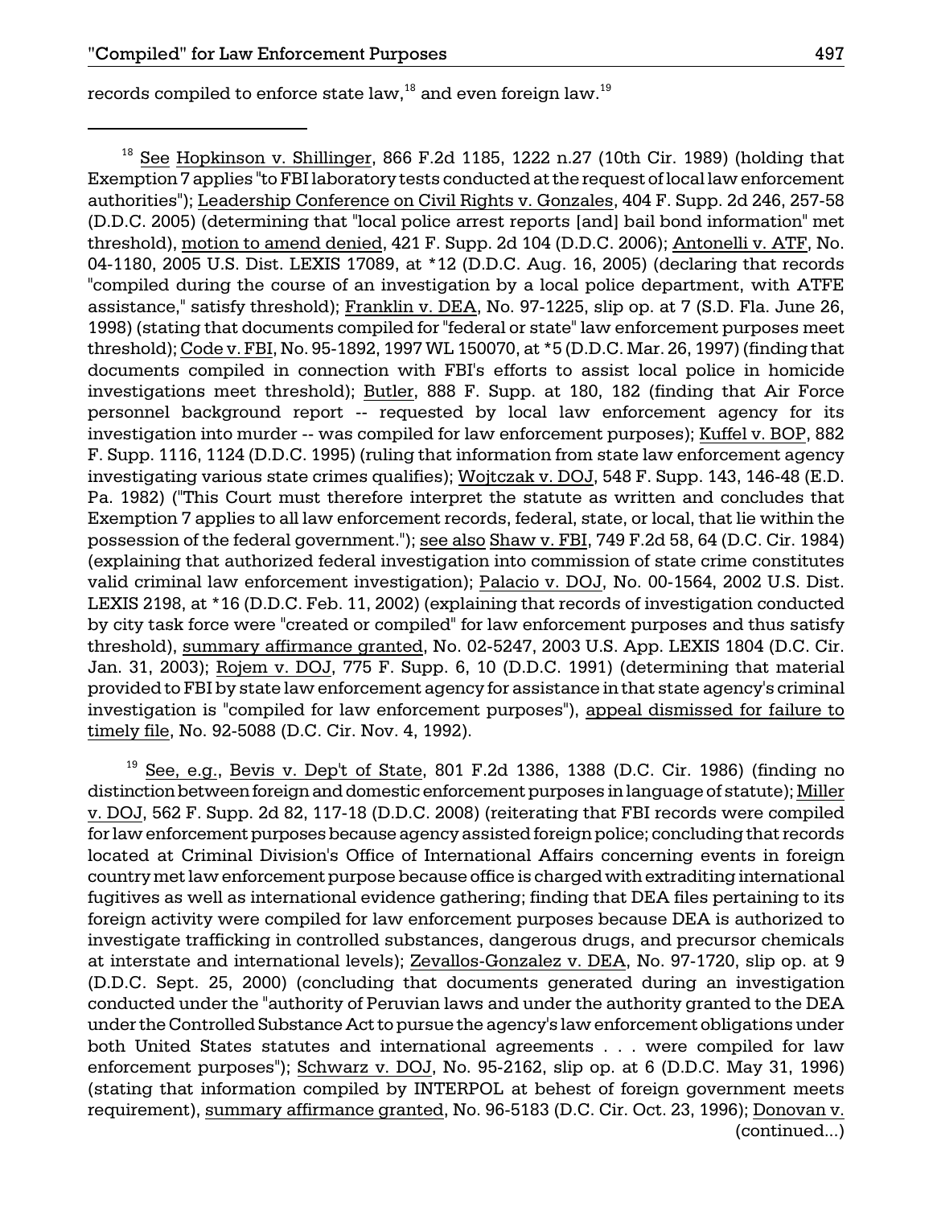records compiled to enforce state law,[18] and even foreign law.[19]

---

[18] See Hopkinson v. Shillinger, 866 F.2d 1185, 1222 n.27 (10th Cir. 1989) (holding that Exemption 7 applies "to FBI laboratory tests conducted at the request of local law enforcement authorities"); Leadership Conference on Civil Rights v. Gonzales, 404 F. Supp. 2d 246, 257-58 (D.D.C. 2005) (determining that "local police arrest reports [and] bail bond information" met threshold), motion to amend denied, 421 F. Supp. 2d 104 (D.D.C. 2006); Antonelli v. ATF, No. 04-1180, 2005 U.S. Dist. LEXIS 17089, at *12 (D.D.C. Aug. 16, 2005) (declaring that records "compiled during the course of an investigation by a local police department, with ATFE assistance," satisfy threshold); Franklin v. DEA, No. 97-1225, slip op. at 7 (S.D. Fla. June 26, 1998) (stating that documents compiled for "federal or state" law enforcement purposes meet threshold); Code v. FBI, No. 95-1892, 1997 WL 150070, at *5 (D.D.C. Mar. 26, 1997) (finding that documents compiled in connection with FBI's efforts to assist local police in homicide investigations meet threshold); Butler, 888 F. Supp. at 180, 182 (finding that Air Force personnel background report -- requested by local law enforcement agency for its investigation into murder -- was compiled for law enforcement purposes); Kuffel v. BOP, 882 F. Supp. 1116, 1124 (D.D.C. 1995) (ruling that information from state law enforcement agency investigating various state crimes qualifies); Wojtczak v. DOJ, 548 F. Supp. 143, 146-48 (E.D. Pa. 1982) ("This Court must therefore interpret the statute as written and concludes that Exemption 7 applies to all law enforcement records, federal, state, or local, that lie within the possession of the federal government."); see also Shaw v. FBI, 749 F.2d 58, 64 (D.C. Cir. 1984) (explaining that authorized federal investigation into commission of state crime constitutes valid criminal law enforcement investigation); Palacio v. DOJ, No. 00-1564, 2002 U.S. Dist. LEXIS 2198, at *16 (D.D.C. Feb. 11, 2002) (explaining that records of investigation conducted by city task force were "created or compiled" for law enforcement purposes and thus satisfy threshold), summary affirmance granted, No. 02-5247, 2003 U.S. App. LEXIS 1804 (D.C. Cir. Jan. 31, 2003); Rojem v. DOJ, 775 F. Supp. 6, 10 (D.D.C. 1991) (determining that material provided to FBI by state law enforcement agency for assistance in that state agency's criminal investigation is "compiled for law enforcement purposes"), appeal dismissed for failure to timely file, No. 92-5088 (D.C. Cir. Nov. 4, 1992).

[19] See, e.g., Bevis v. Dep't of State, 801 F.2d 1386, 1388 (D.C. Cir. 1986) (finding no distinction between foreign and domestic enforcement purposes in language of statute); Miller v. DOJ, 562 F. Supp. 2d 82, 117-18 (D.D.C. 2008) (reiterating that FBI records were compiled for law enforcement purposes because agency assisted foreign police; concluding that records located at Criminal Division's Office of International Affairs concerning events in foreign country met law enforcement purpose because office is charged with extraditing international fugitives as well as international evidence gathering; finding that DEA files pertaining to its foreign activity were compiled for law enforcement purposes because DEA is authorized to investigate trafficking in controlled substances, dangerous drugs, and precursor chemicals at interstate and international levels); Zevallos-Gonzalez v. DEA, No. 97-1720, slip op. at 9 (D.D.C. Sept. 25, 2000) (concluding that documents generated during an investigation conducted under the "authority of Peruvian laws and under the authority granted to the DEA under the Controlled Substance Act to pursue the agency's law enforcement obligations under both United States statutes and international agreements . . . were compiled for law enforcement purposes"); Schwarz v. DOJ, No. 95-2162, slip op. at 6 (D.D.C. May 31, 1996) (stating that information compiled by INTERPOL at behest of foreign government meets requirement), summary affirmance granted, No. 96-5183 (D.C. Cir. Oct. 23, 1996); Donovan v.

(continued...)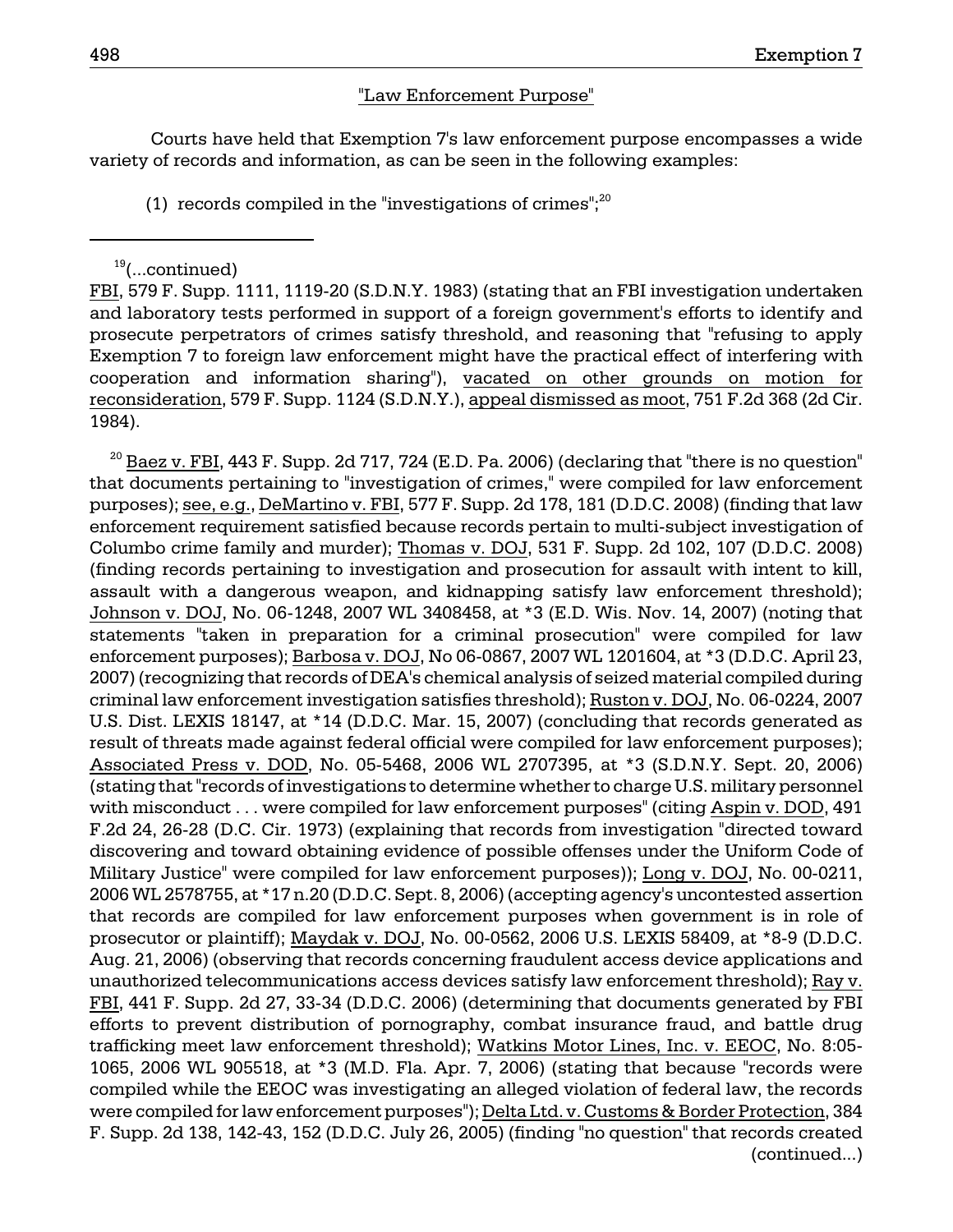"Law Enforcement Purpose"

Courts have held that Exemption 7's law enforcement purpose encompasses a wide variety of records and information, as can be seen in the following examples:

(1) records compiled in the "investigations of crimes";[20]

---

[19](...continued)
FBI, 579 F. Supp. 1111, 1119-20 (S.D.N.Y. 1983) (stating that an FBI investigation undertaken and laboratory tests performed in support of a foreign government's efforts to identify and prosecute perpetrators of crimes satisfy threshold, and reasoning that "refusing to apply Exemption 7 to foreign law enforcement might have the practical effect of interfering with cooperation and information sharing"), vacated on other grounds on motion for reconsideration, 579 F. Supp. 1124 (S.D.N.Y.), appeal dismissed as moot, 751 F.2d 368 (2d Cir. 1984).

[20] Baez v. FBI, 443 F. Supp. 2d 717, 724 (E.D. Pa. 2006) (declaring that "there is no question" that documents pertaining to "investigation of crimes," were compiled for law enforcement purposes); see, e.g., DeMartino v. FBI, 577 F. Supp. 2d 178, 181 (D.D.C. 2008) (finding that law enforcement requirement satisfied because records pertain to multi-subject investigation of Columbo crime family and murder); Thomas v. DOJ, 531 F. Supp. 2d 102, 107 (D.D.C. 2008) (finding records pertaining to investigation and prosecution for assault with intent to kill, assault with a dangerous weapon, and kidnapping satisfy law enforcement threshold); Johnson v. DOJ, No. 06-1248, 2007 WL 3408458, at *3 (E.D. Wis. Nov. 14, 2007) (noting that statements "taken in preparation for a criminal prosecution" were compiled for law enforcement purposes); Barbosa v. DOJ, No 06-0867, 2007 WL 1201604, at *3 (D.D.C. April 23, 2007) (recognizing that records of DEA's chemical analysis of seized material compiled during criminal law enforcement investigation satisfies threshold); Ruston v. DOJ, No. 06-0224, 2007 U.S. Dist. LEXIS 18147, at *14 (D.D.C. Mar. 15, 2007) (concluding that records generated as result of threats made against federal official were compiled for law enforcement purposes); Associated Press v. DOD, No. 05-5468, 2006 WL 2707395, at *3 (S.D.N.Y. Sept. 20, 2006) (stating that "records of investigations to determine whether to charge U.S. military personnel with misconduct . . . were compiled for law enforcement purposes" (citing Aspin v. DOD, 491 F.2d 24, 26-28 (D.C. Cir. 1973) (explaining that records from investigation "directed toward discovering and toward obtaining evidence of possible offenses under the Uniform Code of Military Justice" were compiled for law enforcement purposes)); Long v. DOJ, No. 00-0211, 2006 WL 2578755, at *17 n.20 (D.D.C. Sept. 8, 2006) (accepting agency's uncontested assertion that records are compiled for law enforcement purposes when government is in role of prosecutor or plaintiff); Maydak v. DOJ, No. 00-0562, 2006 U.S. LEXIS 58409, at *8-9 (D.D.C. Aug. 21, 2006) (observing that records concerning fraudulent access device applications and unauthorized telecommunications access devices satisfy law enforcement threshold); Ray v. FBI, 441 F. Supp. 2d 27, 33-34 (D.D.C. 2006) (determining that documents generated by FBI efforts to prevent distribution of pornography, combat insurance fraud, and battle drug trafficking meet law enforcement threshold); Watkins Motor Lines, Inc. v. EEOC, No. 8:05-1065, 2006 WL 905518, at *3 (M.D. Fla. Apr. 7, 2006) (stating that because "records were compiled while the EEOC was investigating an alleged violation of federal law, the records were compiled for law enforcement purposes"); Delta Ltd. v. Customs & Border Protection, 384 F. Supp. 2d 138, 142-43, 152 (D.D.C. July 26, 2005) (finding "no question" that records created (continued...)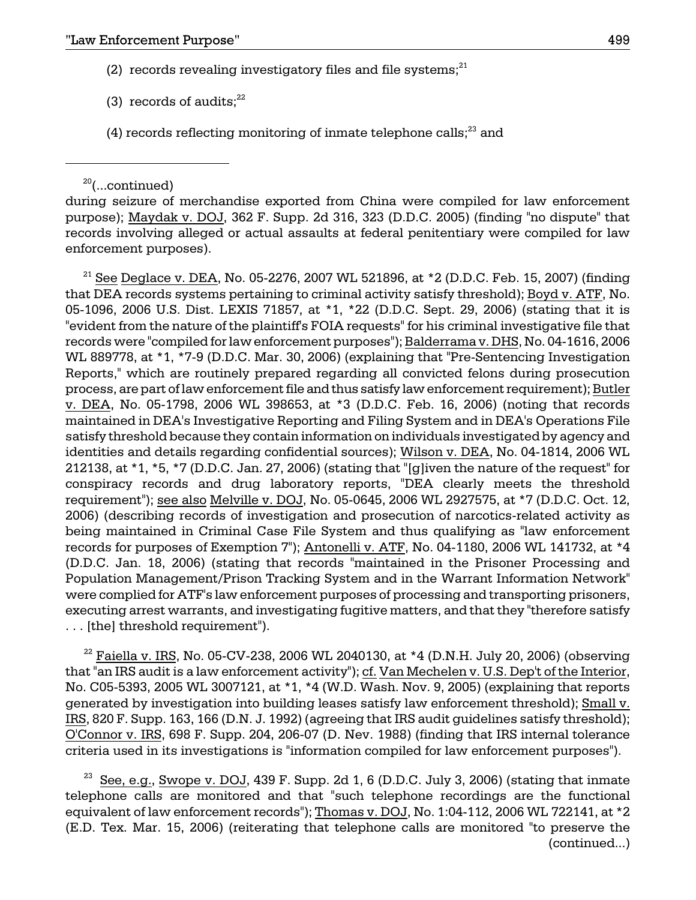(2) records revealing investigatory files and file systems;[21]

(3) records of audits;[22]

(4) records reflecting monitoring of inmate telephone calls;[23] and

---

[20](...continued)
during seizure of merchandise exported from China were compiled for law enforcement purpose); Maydak v. DOJ, 362 F. Supp. 2d 316, 323 (D.D.C. 2005) (finding "no dispute" that records involving alleged or actual assaults at federal penitentiary were compiled for law enforcement purposes).

[21] See Deglace v. DEA, No. 05-2276, 2007 WL 521896, at *2 (D.D.C. Feb. 15, 2007) (finding that DEA records systems pertaining to criminal activity satisfy threshold); Boyd v. ATF, No. 05-1096, 2006 U.S. Dist. LEXIS 71857, at *1, *22 (D.D.C. Sept. 29, 2006) (stating that it is "evident from the nature of the plaintiff's FOIA requests" for his criminal investigative file that records were "compiled for law enforcement purposes"); Balderrama v. DHS, No. 04-1616, 2006 WL 889778, at *1, *7-9 (D.D.C. Mar. 30, 2006) (explaining that "Pre-Sentencing Investigation Reports," which are routinely prepared regarding all convicted felons during prosecution process, are part of law enforcement file and thus satisfy law enforcement requirement); Butler v. DEA, No. 05-1798, 2006 WL 398653, at *3 (D.D.C. Feb. 16, 2006) (noting that records maintained in DEA's Investigative Reporting and Filing System and in DEA's Operations File satisfy threshold because they contain information on individuals investigated by agency and identities and details regarding confidential sources); Wilson v. DEA, No. 04-1814, 2006 WL 212138, at *1, *5, *7 (D.D.C. Jan. 27, 2006) (stating that "[g]iven the nature of the request" for conspiracy records and drug laboratory reports, "DEA clearly meets the threshold requirement"); see also Melville v. DOJ, No. 05-0645, 2006 WL 2927575, at *7 (D.D.C. Oct. 12, 2006) (describing records of investigation and prosecution of narcotics-related activity as being maintained in Criminal Case File System and thus qualifying as "law enforcement records for purposes of Exemption 7"); Antonelli v. ATF, No. 04-1180, 2006 WL 141732, at *4 (D.D.C. Jan. 18, 2006) (stating that records "maintained in the Prisoner Processing and Population Management/Prison Tracking System and in the Warrant Information Network" were complied for ATF's law enforcement purposes of processing and transporting prisoners, executing arrest warrants, and investigating fugitive matters, and that they "therefore satisfy . . . [the] threshold requirement").

[22] Faiella v. IRS, No. 05-CV-238, 2006 WL 2040130, at *4 (D.N.H. July 20, 2006) (observing that "an IRS audit is a law enforcement activity"); cf. Van Mechelen v. U.S. Dep't of the Interior, No. C05-5393, 2005 WL 3007121, at *1, *4 (W.D. Wash. Nov. 9, 2005) (explaining that reports generated by investigation into building leases satisfy law enforcement threshold); Small v. IRS, 820 F. Supp. 163, 166 (D.N. J. 1992) (agreeing that IRS audit guidelines satisfy threshold); O'Connor v. IRS, 698 F. Supp. 204, 206-07 (D. Nev. 1988) (finding that IRS internal tolerance criteria used in its investigations is "information compiled for law enforcement purposes").

[23] See, e.g., Swope v. DOJ, 439 F. Supp. 2d 1, 6 (D.D.C. July 3, 2006) (stating that inmate telephone calls are monitored and that "such telephone recordings are the functional equivalent of law enforcement records"); Thomas v. DOJ, No. 1:04-112, 2006 WL 722141, at *2 (E.D. Tex. Mar. 15, 2006) (reiterating that telephone calls are monitored "to preserve the (continued...)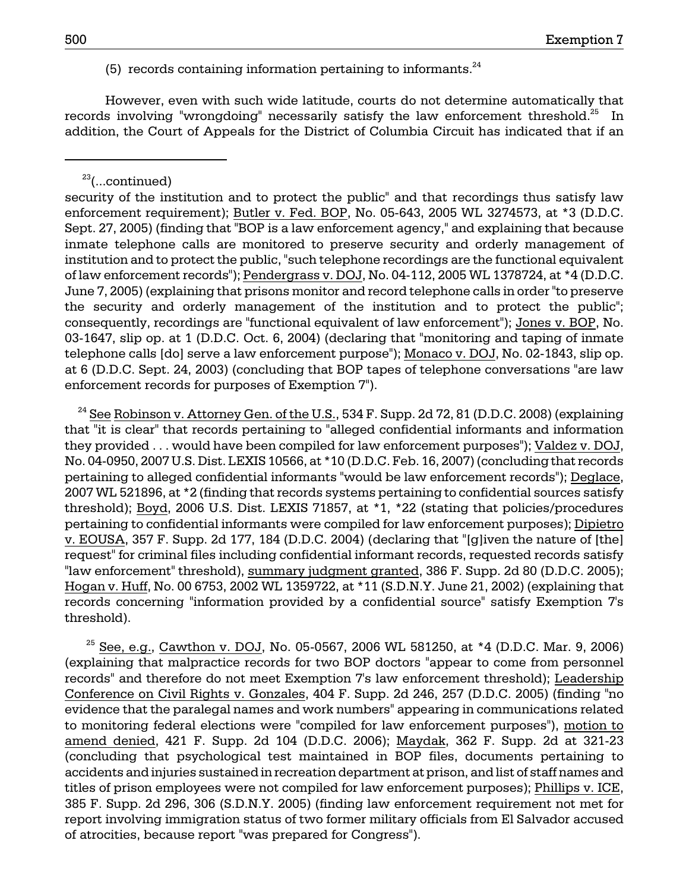(5) records containing information pertaining to informants.[24]

However, even with such wide latitude, courts do not determine automatically that records involving "wrongdoing" necessarily satisfy the law enforcement threshold.[25] In addition, the Court of Appeals for the District of Columbia Circuit has indicated that if an

---

[23](...continued)
security of the institution and to protect the public" and that recordings thus satisfy law enforcement requirement); Butler v. Fed. BOP, No. 05-643, 2005 WL 3274573, at *3 (D.D.C. Sept. 27, 2005) (finding that "BOP is a law enforcement agency," and explaining that because inmate telephone calls are monitored to preserve security and orderly management of institution and to protect the public, "such telephone recordings are the functional equivalent of law enforcement records"); Pendergrass v. DOJ, No. 04-112, 2005 WL 1378724, at *4 (D.D.C. June 7, 2005) (explaining that prisons monitor and record telephone calls in order "to preserve the security and orderly management of the institution and to protect the public"; consequently, recordings are "functional equivalent of law enforcement"); Jones v. BOP, No. 03-1647, slip op. at 1 (D.D.C. Oct. 6, 2004) (declaring that "monitoring and taping of inmate telephone calls [do] serve a law enforcement purpose"); Monaco v. DOJ, No. 02-1843, slip op. at 6 (D.D.C. Sept. 24, 2003) (concluding that BOP tapes of telephone conversations "are law enforcement records for purposes of Exemption 7").

[24] See Robinson v. Attorney Gen. of the U.S., 534 F. Supp. 2d 72, 81 (D.D.C. 2008) (explaining that "it is clear" that records pertaining to "alleged confidential informants and information they provided . . . would have been compiled for law enforcement purposes"); Valdez v. DOJ, No. 04-0950, 2007 U.S. Dist. LEXIS 10566, at *10 (D.D.C. Feb. 16, 2007) (concluding that records pertaining to alleged confidential informants "would be law enforcement records"); Deglace, 2007 WL 521896, at *2 (finding that records systems pertaining to confidential sources satisfy threshold); Boyd, 2006 U.S. Dist. LEXIS 71857, at *1, *22 (stating that policies/procedures pertaining to confidential informants were compiled for law enforcement purposes); Dipietro v. EOUSA, 357 F. Supp. 2d 177, 184 (D.D.C. 2004) (declaring that "[g]iven the nature of [the] request" for criminal files including confidential informant records, requested records satisfy "law enforcement" threshold), summary judgment granted, 386 F. Supp. 2d 80 (D.D.C. 2005); Hogan v. Huff, No. 00 6753, 2002 WL 1359722, at *11 (S.D.N.Y. June 21, 2002) (explaining that records concerning "information provided by a confidential source" satisfy Exemption 7's threshold).

[25] See, e.g., Cawthon v. DOJ, No. 05-0567, 2006 WL 581250, at *4 (D.D.C. Mar. 9, 2006) (explaining that malpractice records for two BOP doctors "appear to come from personnel records" and therefore do not meet Exemption 7's law enforcement threshold); Leadership Conference on Civil Rights v. Gonzales, 404 F. Supp. 2d 246, 257 (D.D.C. 2005) (finding "no evidence that the paralegal names and work numbers" appearing in communications related to monitoring federal elections were "compiled for law enforcement purposes"), motion to amend denied, 421 F. Supp. 2d 104 (D.D.C. 2006); Maydak, 362 F. Supp. 2d at 321-23 (concluding that psychological test maintained in BOP files, documents pertaining to accidents and injuries sustained in recreation department at prison, and list of staff names and titles of prison employees were not compiled for law enforcement purposes); Phillips v. ICE, 385 F. Supp. 2d 296, 306 (S.D.N.Y. 2005) (finding law enforcement requirement not met for report involving immigration status of two former military officials from El Salvador accused of atrocities, because report "was prepared for Congress").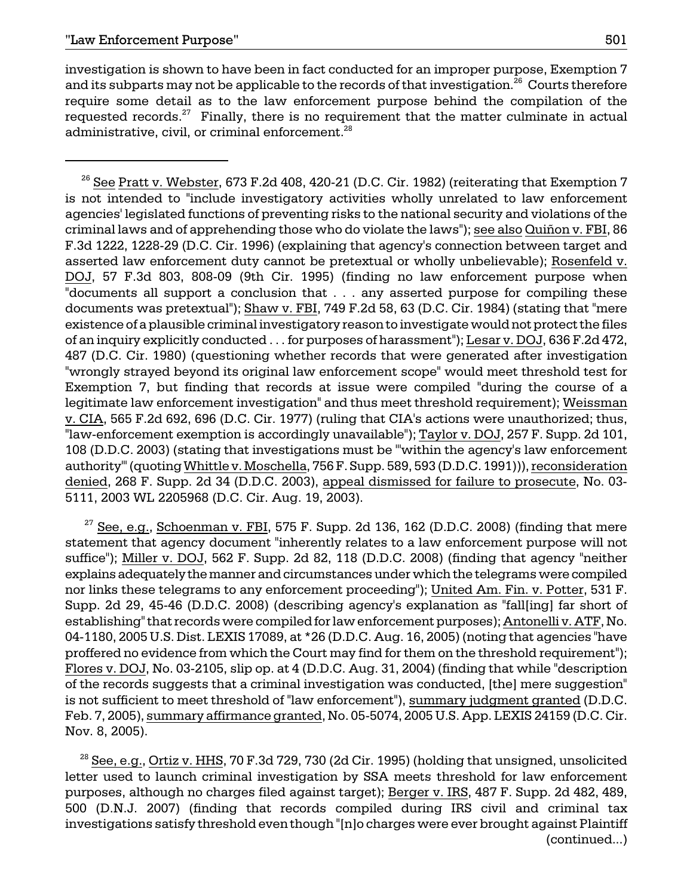investigation is shown to have been in fact conducted for an improper purpose, Exemption 7 and its subparts may not be applicable to the records of that investigation.[26] Courts therefore require some detail as to the law enforcement purpose behind the compilation of the requested records.[27] Finally, there is no requirement that the matter culminate in actual administrative, civil, or criminal enforcement.[28]

---

[26] See Pratt v. Webster, 673 F.2d 408, 420-21 (D.C. Cir. 1982) (reiterating that Exemption 7 is not intended to "include investigatory activities wholly unrelated to law enforcement agencies' legislated functions of preventing risks to the national security and violations of the criminal laws and of apprehending those who do violate the laws"); see also Quiñon v. FBI, 86 F.3d 1222, 1228-29 (D.C. Cir. 1996) (explaining that agency's connection between target and asserted law enforcement duty cannot be pretextual or wholly unbelievable); Rosenfeld v. DOJ, 57 F.3d 803, 808-09 (9th Cir. 1995) (finding no law enforcement purpose when "documents all support a conclusion that . . . any asserted purpose for compiling these documents was pretextual"); Shaw v. FBI, 749 F.2d 58, 63 (D.C. Cir. 1984) (stating that "mere existence of a plausible criminal investigatory reason to investigate would not protect the files of an inquiry explicitly conducted . . . for purposes of harassment"); Lesar v. DOJ, 636 F.2d 472, 487 (D.C. Cir. 1980) (questioning whether records that were generated after investigation "wrongly strayed beyond its original law enforcement scope" would meet threshold test for Exemption 7, but finding that records at issue were compiled "during the course of a legitimate law enforcement investigation" and thus meet threshold requirement); Weissman v. CIA, 565 F.2d 692, 696 (D.C. Cir. 1977) (ruling that CIA's actions were unauthorized; thus, "law-enforcement exemption is accordingly unavailable"); Taylor v. DOJ, 257 F. Supp. 2d 101, 108 (D.D.C. 2003) (stating that investigations must be "'within the agency's law enforcement authority'" (quoting Whittle v. Moschella, 756 F. Supp. 589, 593 (D.D.C. 1991))), reconsideration denied, 268 F. Supp. 2d 34 (D.D.C. 2003), appeal dismissed for failure to prosecute, No. 03-5111, 2003 WL 2205968 (D.C. Cir. Aug. 19, 2003).

[27] See, e.g., Schoenman v. FBI, 575 F. Supp. 2d 136, 162 (D.D.C. 2008) (finding that mere statement that agency document "inherently relates to a law enforcement purpose will not suffice"); Miller v. DOJ, 562 F. Supp. 2d 82, 118 (D.D.C. 2008) (finding that agency "neither explains adequately the manner and circumstances under which the telegrams were compiled nor links these telegrams to any enforcement proceeding"); United Am. Fin. v. Potter, 531 F. Supp. 2d 29, 45-46 (D.D.C. 2008) (describing agency's explanation as "fall[ing] far short of establishing" that records were compiled for law enforcement purposes); Antonelli v. ATF, No. 04-1180, 2005 U.S. Dist. LEXIS 17089, at *26 (D.D.C. Aug. 16, 2005) (noting that agencies "have proffered no evidence from which the Court may find for them on the threshold requirement"); Flores v. DOJ, No. 03-2105, slip op. at 4 (D.D.C. Aug. 31, 2004) (finding that while "description of the records suggests that a criminal investigation was conducted, [the] mere suggestion" is not sufficient to meet threshold of "law enforcement"), summary judgment granted (D.D.C. Feb. 7, 2005), summary affirmance granted, No. 05-5074, 2005 U.S. App. LEXIS 24159 (D.C. Cir. Nov. 8, 2005).

[28] See, e.g., Ortiz v. HHS, 70 F.3d 729, 730 (2d Cir. 1995) (holding that unsigned, unsolicited letter used to launch criminal investigation by SSA meets threshold for law enforcement purposes, although no charges filed against target); Berger v. IRS, 487 F. Supp. 2d 482, 489, 500 (D.N.J. 2007) (finding that records compiled during IRS civil and criminal tax investigations satisfy threshold even though "[n]o charges were ever brought against Plaintiff (continued...)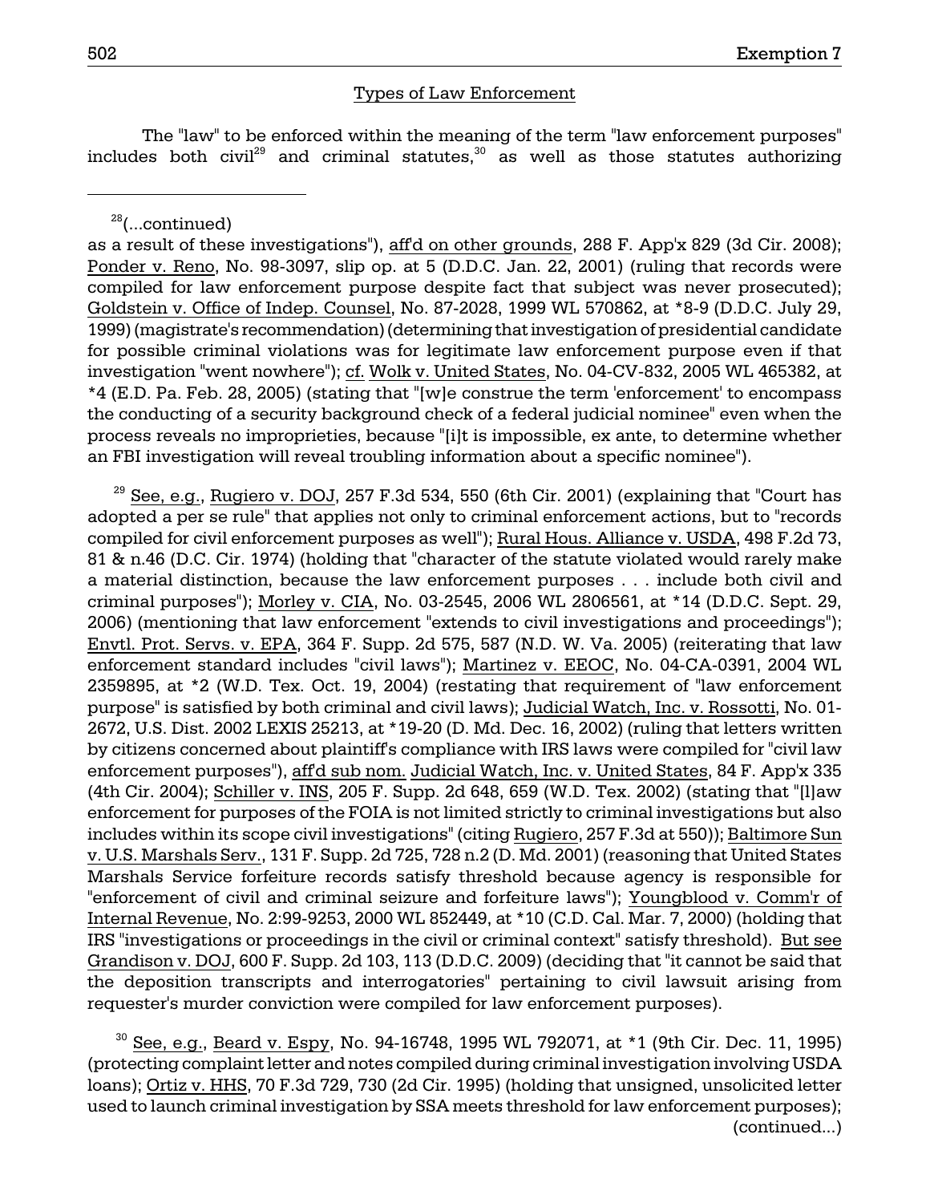## Types of Law Enforcement

The "law" to be enforced within the meaning of the term "law enforcement purposes" includes both civil[29] and criminal statutes,[30] as well as those statutes authorizing

---

[28](...continued)
as a result of these investigations"), aff'd on other grounds, 288 F. App'x 829 (3d Cir. 2008); Ponder v. Reno, No. 98-3097, slip op. at 5 (D.D.C. Jan. 22, 2001) (ruling that records were compiled for law enforcement purpose despite fact that subject was never prosecuted); Goldstein v. Office of Indep. Counsel, No. 87-2028, 1999 WL 570862, at *8-9 (D.D.C. July 29, 1999) (magistrate's recommendation) (determining that investigation of presidential candidate for possible criminal violations was for legitimate law enforcement purpose even if that investigation "went nowhere"); cf. Wolk v. United States, No. 04-CV-832, 2005 WL 465382, at *4 (E.D. Pa. Feb. 28, 2005) (stating that "[w]e construe the term 'enforcement' to encompass the conducting of a security background check of a federal judicial nominee" even when the process reveals no improprieties, because "[i]t is impossible, ex ante, to determine whether an FBI investigation will reveal troubling information about a specific nominee").

[29] See, e.g., Rugiero v. DOJ, 257 F.3d 534, 550 (6th Cir. 2001) (explaining that "Court has adopted a per se rule" that applies not only to criminal enforcement actions, but to "records compiled for civil enforcement purposes as well"); Rural Hous. Alliance v. USDA, 498 F.2d 73, 81 & n.46 (D.C. Cir. 1974) (holding that "character of the statute violated would rarely make a material distinction, because the law enforcement purposes . . . include both civil and criminal purposes"); Morley v. CIA, No. 03-2545, 2006 WL 2806561, at *14 (D.D.C. Sept. 29, 2006) (mentioning that law enforcement "extends to civil investigations and proceedings"); Envtl. Prot. Servs. v. EPA, 364 F. Supp. 2d 575, 587 (N.D. W. Va. 2005) (reiterating that law enforcement standard includes "civil laws"); Martinez v. EEOC, No. 04-CA-0391, 2004 WL 2359895, at *2 (W.D. Tex. Oct. 19, 2004) (restating that requirement of "law enforcement purpose" is satisfied by both criminal and civil laws); Judicial Watch, Inc. v. Rossotti, No. 01-2672, U.S. Dist. 2002 LEXIS 25213, at *19-20 (D. Md. Dec. 16, 2002) (ruling that letters written by citizens concerned about plaintiff's compliance with IRS laws were compiled for "civil law enforcement purposes"), aff'd sub nom. Judicial Watch, Inc. v. United States, 84 F. App'x 335 (4th Cir. 2004); Schiller v. INS, 205 F. Supp. 2d 648, 659 (W.D. Tex. 2002) (stating that "[l]aw enforcement for purposes of the FOIA is not limited strictly to criminal investigations but also includes within its scope civil investigations" (citing Rugiero, 257 F.3d at 550)); Baltimore Sun v. U.S. Marshals Serv., 131 F. Supp. 2d 725, 728 n.2 (D. Md. 2001) (reasoning that United States Marshals Service forfeiture records satisfy threshold because agency is responsible for "enforcement of civil and criminal seizure and forfeiture laws"); Youngblood v. Comm'r of Internal Revenue, No. 2:99-9253, 2000 WL 852449, at *10 (C.D. Cal. Mar. 7, 2000) (holding that IRS "investigations or proceedings in the civil or criminal context" satisfy threshold). But see Grandison v. DOJ, 600 F. Supp. 2d 103, 113 (D.D.C. 2009) (deciding that "it cannot be said that the deposition transcripts and interrogatories" pertaining to civil lawsuit arising from requester's murder conviction were compiled for law enforcement purposes).

[30] See, e.g., Beard v. Espy, No. 94-16748, 1995 WL 792071, at *1 (9th Cir. Dec. 11, 1995) (protecting complaint letter and notes compiled during criminal investigation involving USDA loans); Ortiz v. HHS, 70 F.3d 729, 730 (2d Cir. 1995) (holding that unsigned, unsolicited letter used to launch criminal investigation by SSA meets threshold for law enforcement purposes);
(continued...)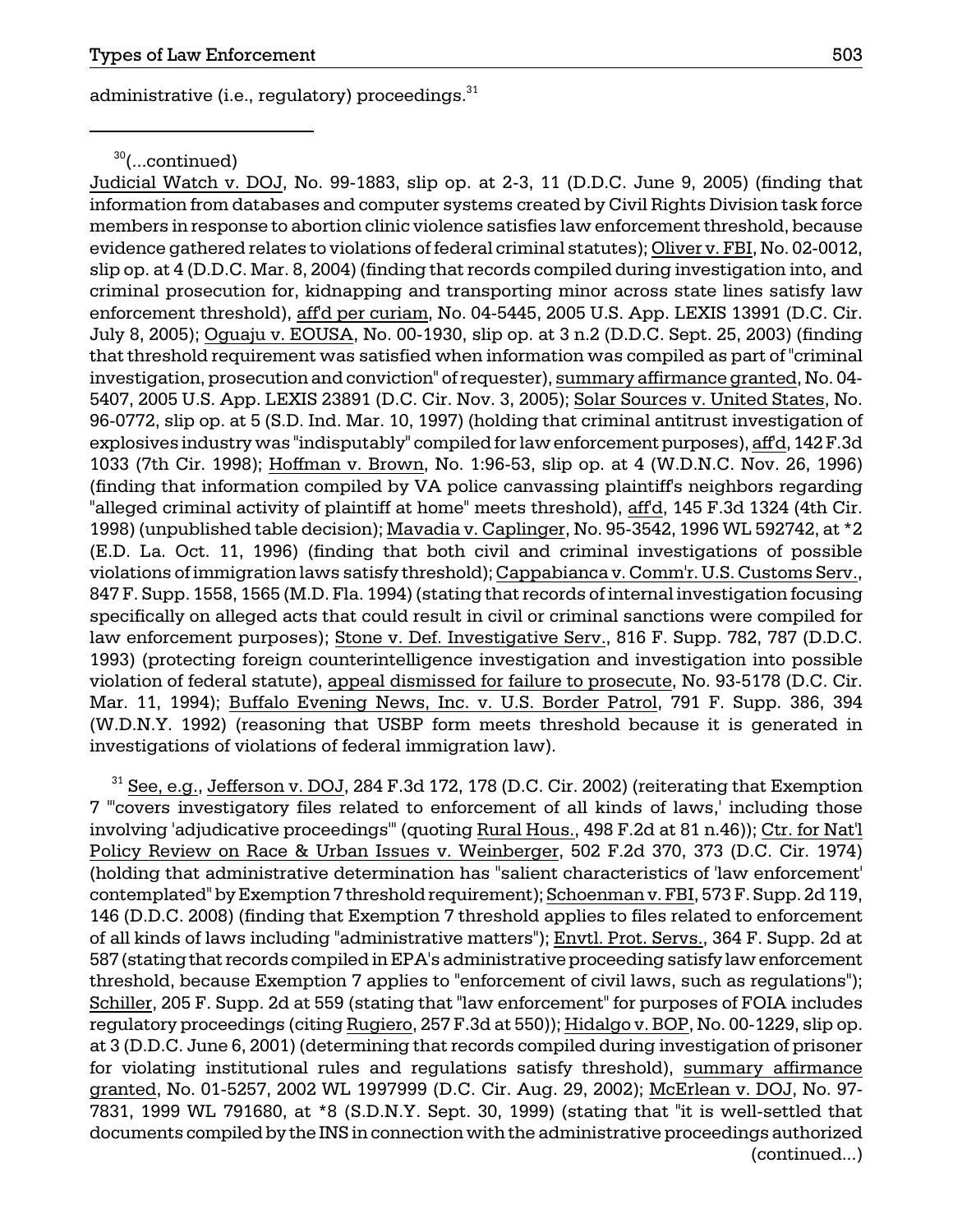administrative (i.e., regulatory) proceedings.[31]

---

[30](...continued)

Judicial Watch v. DOJ, No. 99-1883, slip op. at 2-3, 11 (D.D.C. June 9, 2005) (finding that information from databases and computer systems created by Civil Rights Division task force members in response to abortion clinic violence satisfies law enforcement threshold, because evidence gathered relates to violations of federal criminal statutes); Oliver v. FBI, No. 02-0012, slip op. at 4 (D.D.C. Mar. 8, 2004) (finding that records compiled during investigation into, and criminal prosecution for, kidnapping and transporting minor across state lines satisfy law enforcement threshold), aff'd per curiam, No. 04-5445, 2005 U.S. App. LEXIS 13991 (D.C. Cir. July 8, 2005); Oguaju v. EOUSA, No. 00-1930, slip op. at 3 n.2 (D.D.C. Sept. 25, 2003) (finding that threshold requirement was satisfied when information was compiled as part of "criminal investigation, prosecution and conviction" of requester), summary affirmance granted, No. 04-5407, 2005 U.S. App. LEXIS 23891 (D.C. Cir. Nov. 3, 2005); Solar Sources v. United States, No. 96-0772, slip op. at 5 (S.D. Ind. Mar. 10, 1997) (holding that criminal antitrust investigation of explosives industry was "indisputably" compiled for law enforcement purposes), aff'd, 142 F.3d 1033 (7th Cir. 1998); Hoffman v. Brown, No. 1:96-53, slip op. at 4 (W.D.N.C. Nov. 26, 1996) (finding that information compiled by VA police canvassing plaintiff's neighbors regarding "alleged criminal activity of plaintiff at home" meets threshold), aff'd, 145 F.3d 1324 (4th Cir. 1998) (unpublished table decision); Mavadia v. Caplinger, No. 95-3542, 1996 WL 592742, at *2 (E.D. La. Oct. 11, 1996) (finding that both civil and criminal investigations of possible violations of immigration laws satisfy threshold); Cappabianca v. Comm'r. U.S. Customs Serv., 847 F. Supp. 1558, 1565 (M.D. Fla. 1994) (stating that records of internal investigation focusing specifically on alleged acts that could result in civil or criminal sanctions were compiled for law enforcement purposes); Stone v. Def. Investigative Serv., 816 F. Supp. 782, 787 (D.D.C. 1993) (protecting foreign counterintelligence investigation and investigation into possible violation of federal statute), appeal dismissed for failure to prosecute, No. 93-5178 (D.C. Cir. Mar. 11, 1994); Buffalo Evening News, Inc. v. U.S. Border Patrol, 791 F. Supp. 386, 394 (W.D.N.Y. 1992) (reasoning that USBP form meets threshold because it is generated in investigations of violations of federal immigration law).

[31] See, e.g., Jefferson v. DOJ, 284 F.3d 172, 178 (D.C. Cir. 2002) (reiterating that Exemption 7 "'covers investigatory files related to enforcement of all kinds of laws,' including those involving 'adjudicative proceedings'" (quoting Rural Hous., 498 F.2d at 81 n.46)); Ctr. for Nat'l Policy Review on Race & Urban Issues v. Weinberger, 502 F.2d 370, 373 (D.C. Cir. 1974) (holding that administrative determination has "salient characteristics of 'law enforcement' contemplated" by Exemption 7 threshold requirement); Schoenman v. FBI, 573 F. Supp. 2d 119, 146 (D.D.C. 2008) (finding that Exemption 7 threshold applies to files related to enforcement of all kinds of laws including "administrative matters"); Envtl. Prot. Servs., 364 F. Supp. 2d at 587 (stating that records compiled in EPA's administrative proceeding satisfy law enforcement threshold, because Exemption 7 applies to "enforcement of civil laws, such as regulations"); Schiller, 205 F. Supp. 2d at 559 (stating that "law enforcement" for purposes of FOIA includes regulatory proceedings (citing Rugiero, 257 F.3d at 550)); Hidalgo v. BOP, No. 00-1229, slip op. at 3 (D.D.C. June 6, 2001) (determining that records compiled during investigation of prisoner for violating institutional rules and regulations satisfy threshold), summary affirmance granted, No. 01-5257, 2002 WL 1997999 (D.C. Cir. Aug. 29, 2002); McErlean v. DOJ, No. 97-7831, 1999 WL 791680, at *8 (S.D.N.Y. Sept. 30, 1999) (stating that "it is well-settled that documents compiled by the INS in connection with the administrative proceedings authorized

(continued...)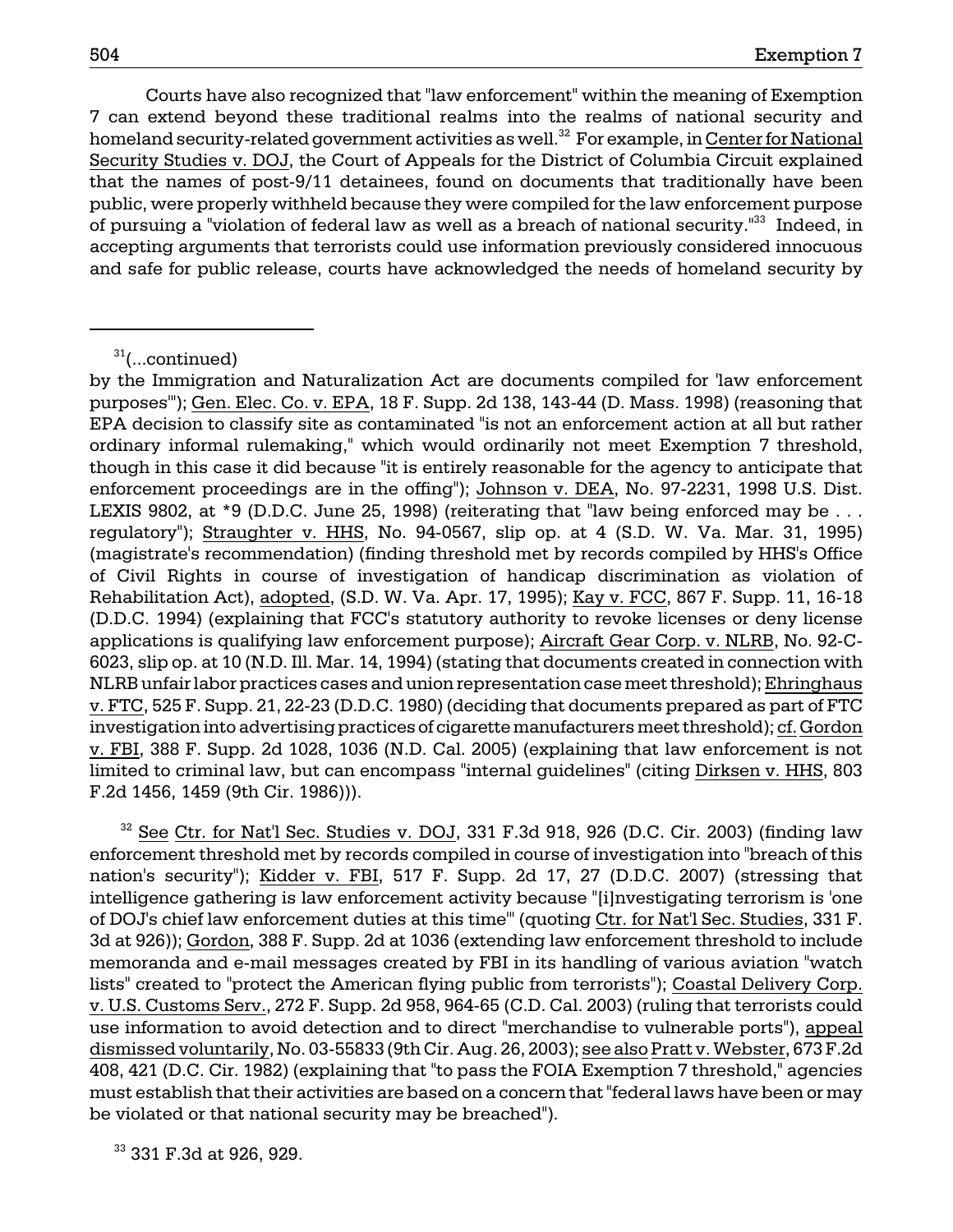Courts have also recognized that "law enforcement" within the meaning of Exemption 7 can extend beyond these traditional realms into the realms of national security and homeland security-related government activities as well.[32] For example, in Center for National Security Studies v. DOJ, the Court of Appeals for the District of Columbia Circuit explained that the names of post-9/11 detainees, found on documents that traditionally have been public, were properly withheld because they were compiled for the law enforcement purpose of pursuing a "violation of federal law as well as a breach of national security."[33] Indeed, in accepting arguments that terrorists could use information previously considered innocuous and safe for public release, courts have acknowledged the needs of homeland security by

---

[31](...continued)
by the Immigration and Naturalization Act are documents compiled for 'law enforcement purposes'"); Gen. Elec. Co. v. EPA, 18 F. Supp. 2d 138, 143-44 (D. Mass. 1998) (reasoning that EPA decision to classify site as contaminated "is not an enforcement action at all but rather ordinary informal rulemaking," which would ordinarily not meet Exemption 7 threshold, though in this case it did because "it is entirely reasonable for the agency to anticipate that enforcement proceedings are in the offing"); Johnson v. DEA, No. 97-2231, 1998 U.S. Dist. LEXIS 9802, at *9 (D.D.C. June 25, 1998) (reiterating that "law being enforced may be . . . regulatory"); Straughter v. HHS, No. 94-0567, slip op. at 4 (S.D. W. Va. Mar. 31, 1995) (magistrate's recommendation) (finding threshold met by records compiled by HHS's Office of Civil Rights in course of investigation of handicap discrimination as violation of Rehabilitation Act), adopted, (S.D. W. Va. Apr. 17, 1995); Kay v. FCC, 867 F. Supp. 11, 16-18 (D.D.C. 1994) (explaining that FCC's statutory authority to revoke licenses or deny license applications is qualifying law enforcement purpose); Aircraft Gear Corp. v. NLRB, No. 92-C-6023, slip op. at 10 (N.D. Ill. Mar. 14, 1994) (stating that documents created in connection with NLRB unfair labor practices cases and union representation case meet threshold); Ehringhaus v. FTC, 525 F. Supp. 21, 22-23 (D.D.C. 1980) (deciding that documents prepared as part of FTC investigation into advertising practices of cigarette manufacturers meet threshold); cf. Gordon v. FBI, 388 F. Supp. 2d 1028, 1036 (N.D. Cal. 2005) (explaining that law enforcement is not limited to criminal law, but can encompass "internal guidelines" (citing Dirksen v. HHS, 803 F.2d 1456, 1459 (9th Cir. 1986))).

[32] See Ctr. for Nat'l Sec. Studies v. DOJ, 331 F.3d 918, 926 (D.C. Cir. 2003) (finding law enforcement threshold met by records compiled in course of investigation into "breach of this nation's security"); Kidder v. FBI, 517 F. Supp. 2d 17, 27 (D.D.C. 2007) (stressing that intelligence gathering is law enforcement activity because "[i]nvestigating terrorism is 'one of DOJ's chief law enforcement duties at this time'" (quoting Ctr. for Nat'l Sec. Studies, 331 F. 3d at 926)); Gordon, 388 F. Supp. 2d at 1036 (extending law enforcement threshold to include memoranda and e-mail messages created by FBI in its handling of various aviation "watch lists" created to "protect the American flying public from terrorists"); Coastal Delivery Corp. v. U.S. Customs Serv., 272 F. Supp. 2d 958, 964-65 (C.D. Cal. 2003) (ruling that terrorists could use information to avoid detection and to direct "merchandise to vulnerable ports"), appeal dismissed voluntarily, No. 03-55833 (9th Cir. Aug. 26, 2003); see also Pratt v. Webster, 673 F.2d 408, 421 (D.C. Cir. 1982) (explaining that "to pass the FOIA Exemption 7 threshold," agencies must establish that their activities are based on a concern that "federal laws have been or may be violated or that national security may be breached").

[33] 331 F.3d at 926, 929.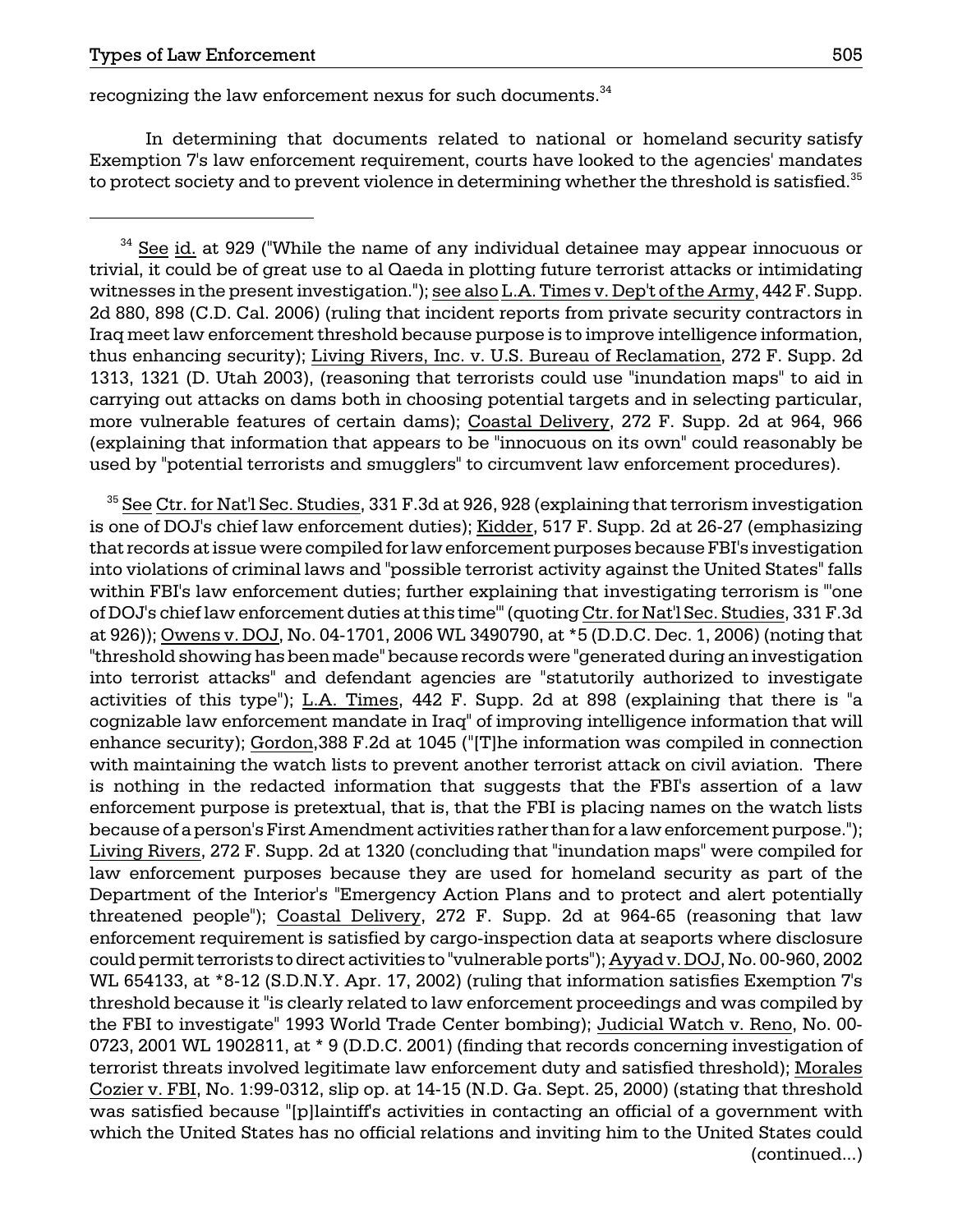recognizing the law enforcement nexus for such documents.[34]

In determining that documents related to national or homeland security satisfy Exemption 7's law enforcement requirement, courts have looked to the agencies' mandates to protect society and to prevent violence in determining whether the threshold is satisfied.[35]

---

[34] See id. at 929 ("While the name of any individual detainee may appear innocuous or trivial, it could be of great use to al Qaeda in plotting future terrorist attacks or intimidating witnesses in the present investigation."); see also L.A. Times v. Dep't of the Army, 442 F. Supp. 2d 880, 898 (C.D. Cal. 2006) (ruling that incident reports from private security contractors in Iraq meet law enforcement threshold because purpose is to improve intelligence information, thus enhancing security); Living Rivers, Inc. v. U.S. Bureau of Reclamation, 272 F. Supp. 2d 1313, 1321 (D. Utah 2003), (reasoning that terrorists could use "inundation maps" to aid in carrying out attacks on dams both in choosing potential targets and in selecting particular, more vulnerable features of certain dams); Coastal Delivery, 272 F. Supp. 2d at 964, 966 (explaining that information that appears to be "innocuous on its own" could reasonably be used by "potential terrorists and smugglers" to circumvent law enforcement procedures).

[35] See Ctr. for Nat'l Sec. Studies, 331 F.3d at 926, 928 (explaining that terrorism investigation is one of DOJ's chief law enforcement duties); Kidder, 517 F. Supp. 2d at 26-27 (emphasizing that records at issue were compiled for law enforcement purposes because FBI's investigation into violations of criminal laws and "possible terrorist activity against the United States" falls within FBI's law enforcement duties; further explaining that investigating terrorism is "'one of DOJ's chief law enforcement duties at this time'" (quoting Ctr. for Nat'l Sec. Studies, 331 F.3d at 926)); Owens v. DOJ, No. 04-1701, 2006 WL 3490790, at *5 (D.D.C. Dec. 1, 2006) (noting that "threshold showing has been made" because records were "generated during an investigation into terrorist attacks" and defendant agencies are "statutorily authorized to investigate activities of this type"); L.A. Times, 442 F. Supp. 2d at 898 (explaining that there is "a cognizable law enforcement mandate in Iraq" of improving intelligence information that will enhance security); Gordon,388 F.2d at 1045 ("[T]he information was compiled in connection with maintaining the watch lists to prevent another terrorist attack on civil aviation. There is nothing in the redacted information that suggests that the FBI's assertion of a law enforcement purpose is pretextual, that is, that the FBI is placing names on the watch lists because of a person's First Amendment activities rather than for a law enforcement purpose."); Living Rivers, 272 F. Supp. 2d at 1320 (concluding that "inundation maps" were compiled for law enforcement purposes because they are used for homeland security as part of the Department of the Interior's "Emergency Action Plans and to protect and alert potentially threatened people"); Coastal Delivery, 272 F. Supp. 2d at 964-65 (reasoning that law enforcement requirement is satisfied by cargo-inspection data at seaports where disclosure could permit terrorists to direct activities to "vulnerable ports"); Ayyad v. DOJ, No. 00-960, 2002 WL 654133, at *8-12 (S.D.N.Y. Apr. 17, 2002) (ruling that information satisfies Exemption 7's threshold because it "is clearly related to law enforcement proceedings and was compiled by the FBI to investigate" 1993 World Trade Center bombing); Judicial Watch v. Reno, No. 00-0723, 2001 WL 1902811, at * 9 (D.D.C. 2001) (finding that records concerning investigation of terrorist threats involved legitimate law enforcement duty and satisfied threshold); Morales Cozier v. FBI, No. 1:99-0312, slip op. at 14-15 (N.D. Ga. Sept. 25, 2000) (stating that threshold was satisfied because "[p]laintiff's activities in contacting an official of a government with which the United States has no official relations and inviting him to the United States could (continued...)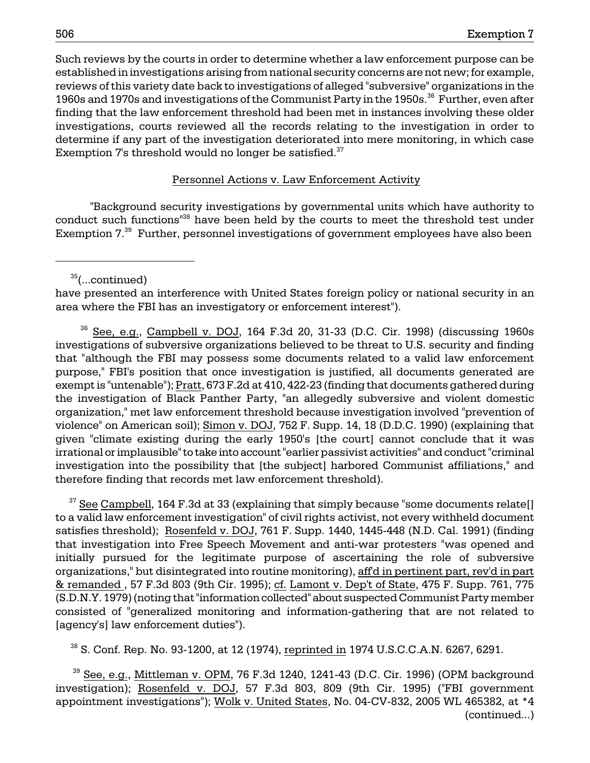Such reviews by the courts in order to determine whether a law enforcement purpose can be established in investigations arising from national security concerns are not new; for example, reviews of this variety date back to investigations of alleged "subversive" organizations in the 1960s and 1970s and investigations of the Communist Party in the 1950s.[36] Further, even after finding that the law enforcement threshold had been met in instances involving these older investigations, courts reviewed all the records relating to the investigation in order to determine if any part of the investigation deteriorated into mere monitoring, in which case Exemption 7's threshold would no longer be satisfied.[37]

Personnel Actions v. Law Enforcement Activity

"Background security investigations by governmental units which have authority to conduct such functions"[38] have been held by the courts to meet the threshold test under Exemption 7.[39] Further, personnel investigations of government employees have also been

---

[35](...continued)
have presented an interference with United States foreign policy or national security in an area where the FBI has an investigatory or enforcement interest").

[36] See, e.g., Campbell v. DOJ, 164 F.3d 20, 31-33 (D.C. Cir. 1998) (discussing 1960s investigations of subversive organizations believed to be threat to U.S. security and finding that "although the FBI may possess some documents related to a valid law enforcement purpose," FBI's position that once investigation is justified, all documents generated are exempt is "untenable"); Pratt, 673 F.2d at 410, 422-23 (finding that documents gathered during the investigation of Black Panther Party, "an allegedly subversive and violent domestic organization," met law enforcement threshold because investigation involved "prevention of violence" on American soil); Simon v. DOJ, 752 F. Supp. 14, 18 (D.D.C. 1990) (explaining that given "climate existing during the early 1950's [the court] cannot conclude that it was irrational or implausible" to take into account "earlier passivist activities" and conduct "criminal investigation into the possibility that [the subject] harbored Communist affiliations," and therefore finding that records met law enforcement threshold).

[37] See Campbell, 164 F.3d at 33 (explaining that simply because "some documents relate[] to a valid law enforcement investigation" of civil rights activist, not every withheld document satisfies threshold); Rosenfeld v. DOJ, 761 F. Supp. 1440, 1445-448 (N.D. Cal. 1991) (finding that investigation into Free Speech Movement and anti-war protesters "was opened and initially pursued for the legitimate purpose of ascertaining the role of subversive organizations," but disintegrated into routine monitoring), aff'd in pertinent part, rev'd in part & remanded , 57 F.3d 803 (9th Cir. 1995); cf. Lamont v. Dep't of State, 475 F. Supp. 761, 775 (S.D.N.Y. 1979) (noting that "information collected" about suspected Communist Party member consisted of "generalized monitoring and information-gathering that are not related to [agency's] law enforcement duties").

[38] S. Conf. Rep. No. 93-1200, at 12 (1974), reprinted in 1974 U.S.C.C.A.N. 6267, 6291.

[39] See, e.g., Mittleman v. OPM, 76 F.3d 1240, 1241-43 (D.C. Cir. 1996) (OPM background investigation); Rosenfeld v. DOJ, 57 F.3d 803, 809 (9th Cir. 1995) ("FBI government appointment investigations"); Wolk v. United States, No. 04-CV-832, 2005 WL 465382, at *4 (continued...)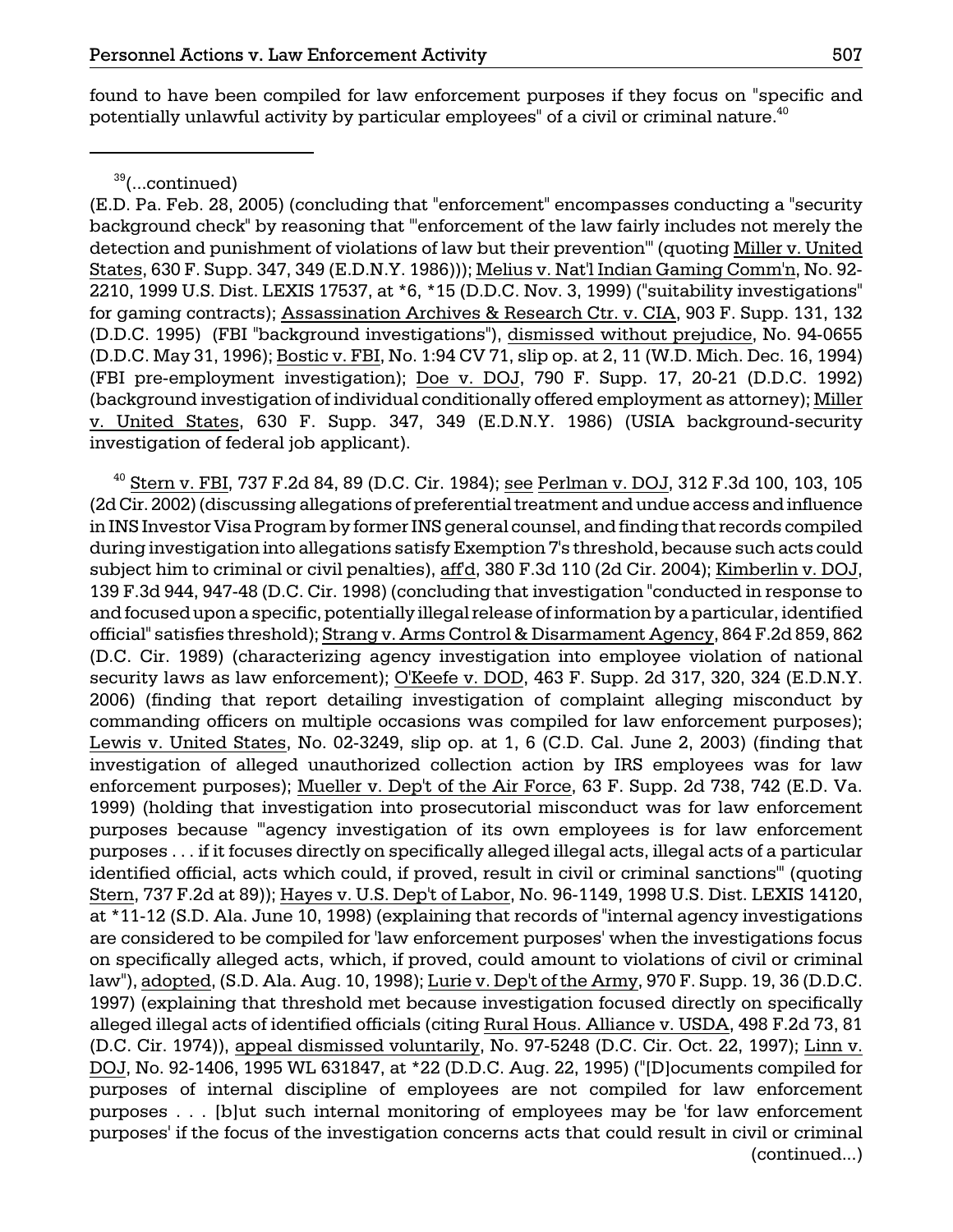found to have been compiled for law enforcement purposes if they focus on "specific and potentially unlawful activity by particular employees" of a civil or criminal nature.[40]

---

[39](...continued)

(E.D. Pa. Feb. 28, 2005) (concluding that "enforcement" encompasses conducting a "security background check" by reasoning that "'enforcement of the law fairly includes not merely the detection and punishment of violations of law but their prevention'" (quoting Miller v. United States, 630 F. Supp. 347, 349 (E.D.N.Y. 1986))); Melius v. Nat'l Indian Gaming Comm'n, No. 92-2210, 1999 U.S. Dist. LEXIS 17537, at *6, *15 (D.D.C. Nov. 3, 1999) ("suitability investigations" for gaming contracts); Assassination Archives & Research Ctr. v. CIA, 903 F. Supp. 131, 132 (D.D.C. 1995) (FBI "background investigations"), dismissed without prejudice, No. 94-0655 (D.D.C. May 31, 1996); Bostic v. FBI, No. 1:94 CV 71, slip op. at 2, 11 (W.D. Mich. Dec. 16, 1994) (FBI pre-employment investigation); Doe v. DOJ, 790 F. Supp. 17, 20-21 (D.D.C. 1992) (background investigation of individual conditionally offered employment as attorney); Miller v. United States, 630 F. Supp. 347, 349 (E.D.N.Y. 1986) (USIA background-security investigation of federal job applicant).

[40] Stern v. FBI, 737 F.2d 84, 89 (D.C. Cir. 1984); see Perlman v. DOJ, 312 F.3d 100, 103, 105 (2d Cir. 2002) (discussing allegations of preferential treatment and undue access and influence in INS Investor Visa Program by former INS general counsel, and finding that records compiled during investigation into allegations satisfy Exemption 7's threshold, because such acts could subject him to criminal or civil penalties), aff'd, 380 F.3d 110 (2d Cir. 2004); Kimberlin v. DOJ, 139 F.3d 944, 947-48 (D.C. Cir. 1998) (concluding that investigation "conducted in response to and focused upon a specific, potentially illegal release of information by a particular, identified official" satisfies threshold); Strang v. Arms Control & Disarmament Agency, 864 F.2d 859, 862 (D.C. Cir. 1989) (characterizing agency investigation into employee violation of national security laws as law enforcement); O'Keefe v. DOD, 463 F. Supp. 2d 317, 320, 324 (E.D.N.Y. 2006) (finding that report detailing investigation of complaint alleging misconduct by commanding officers on multiple occasions was compiled for law enforcement purposes); Lewis v. United States, No. 02-3249, slip op. at 1, 6 (C.D. Cal. June 2, 2003) (finding that investigation of alleged unauthorized collection action by IRS employees was for law enforcement purposes); Mueller v. Dep't of the Air Force, 63 F. Supp. 2d 738, 742 (E.D. Va. 1999) (holding that investigation into prosecutorial misconduct was for law enforcement purposes because "'agency investigation of its own employees is for law enforcement purposes . . . if it focuses directly on specifically alleged illegal acts, illegal acts of a particular identified official, acts which could, if proved, result in civil or criminal sanctions'" (quoting Stern, 737 F.2d at 89)); Hayes v. U.S. Dep't of Labor, No. 96-1149, 1998 U.S. Dist. LEXIS 14120, at *11-12 (S.D. Ala. June 10, 1998) (explaining that records of "internal agency investigations are considered to be compiled for 'law enforcement purposes' when the investigations focus on specifically alleged acts, which, if proved, could amount to violations of civil or criminal law"), adopted, (S.D. Ala. Aug. 10, 1998); Lurie v. Dep't of the Army, 970 F. Supp. 19, 36 (D.D.C. 1997) (explaining that threshold met because investigation focused directly on specifically alleged illegal acts of identified officials (citing Rural Hous. Alliance v. USDA, 498 F.2d 73, 81 (D.C. Cir. 1974)), appeal dismissed voluntarily, No. 97-5248 (D.C. Cir. Oct. 22, 1997); Linn v. DOJ, No. 92-1406, 1995 WL 631847, at *22 (D.D.C. Aug. 22, 1995) ("[D]ocuments compiled for purposes of internal discipline of employees are not compiled for law enforcement purposes . . . [b]ut such internal monitoring of employees may be 'for law enforcement purposes' if the focus of the investigation concerns acts that could result in civil or criminal (continued...)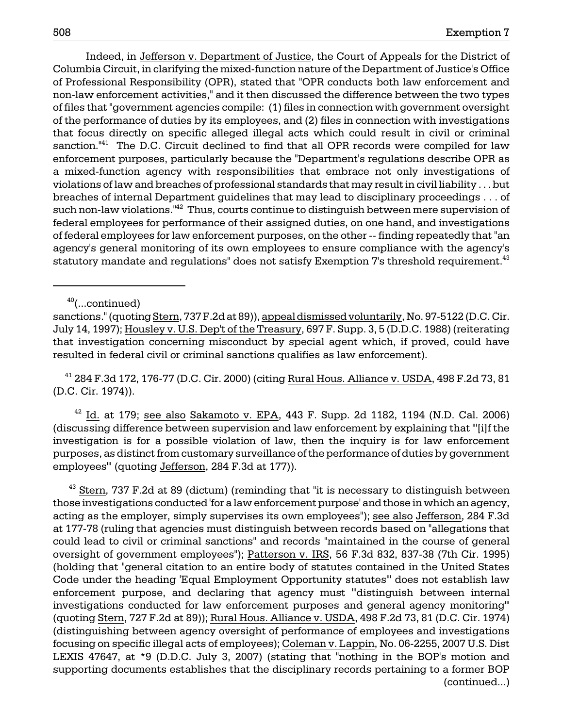Indeed, in Jefferson v. Department of Justice, the Court of Appeals for the District of Columbia Circuit, in clarifying the mixed-function nature of the Department of Justice's Office of Professional Responsibility (OPR), stated that "OPR conducts both law enforcement and non-law enforcement activities," and it then discussed the difference between the two types of files that "government agencies compile: (1) files in connection with government oversight of the performance of duties by its employees, and (2) files in connection with investigations that focus directly on specific alleged illegal acts which could result in civil or criminal sanction."[41] The D.C. Circuit declined to find that all OPR records were compiled for law enforcement purposes, particularly because the "Department's regulations describe OPR as a mixed-function agency with responsibilities that embrace not only investigations of violations of law and breaches of professional standards that may result in civil liability . . . but breaches of internal Department guidelines that may lead to disciplinary proceedings . . . of such non-law violations."[42] Thus, courts continue to distinguish between mere supervision of federal employees for performance of their assigned duties, on one hand, and investigations of federal employees for law enforcement purposes, on the other -- finding repeatedly that "an agency's general monitoring of its own employees to ensure compliance with the agency's statutory mandate and regulations" does not satisfy Exemption 7's threshold requirement.[43]

---

[40](...continued)

sanctions." (quoting Stern, 737 F.2d at 89)), appeal dismissed voluntarily, No. 97-5122 (D.C. Cir. July 14, 1997); Housley v. U.S. Dep't of the Treasury, 697 F. Supp. 3, 5 (D.D.C. 1988) (reiterating that investigation concerning misconduct by special agent which, if proved, could have resulted in federal civil or criminal sanctions qualifies as law enforcement).

[41] 284 F.3d 172, 176-77 (D.C. Cir. 2000) (citing Rural Hous. Alliance v. USDA, 498 F.2d 73, 81 (D.C. Cir. 1974)).

[42] Id. at 179; see also Sakamoto v. EPA, 443 F. Supp. 2d 1182, 1194 (N.D. Cal. 2006) (discussing difference between supervision and law enforcement by explaining that "'[i]f the investigation is for a possible violation of law, then the inquiry is for law enforcement purposes, as distinct from customary surveillance of the performance of duties by government employees'" (quoting Jefferson, 284 F.3d at 177)).

[43] Stern, 737 F.2d at 89 (dictum) (reminding that "it is necessary to distinguish between those investigations conducted 'for a law enforcement purpose' and those in which an agency, acting as the employer, simply supervises its own employees"); see also Jefferson, 284 F.3d at 177-78 (ruling that agencies must distinguish between records based on "allegations that could lead to civil or criminal sanctions" and records "maintained in the course of general oversight of government employees"); Patterson v. IRS, 56 F.3d 832, 837-38 (7th Cir. 1995) (holding that "general citation to an entire body of statutes contained in the United States Code under the heading 'Equal Employment Opportunity statutes'" does not establish law enforcement purpose, and declaring that agency must "'distinguish between internal investigations conducted for law enforcement purposes and general agency monitoring'" (quoting Stern, 727 F.2d at 89)); Rural Hous. Alliance v. USDA, 498 F.2d 73, 81 (D.C. Cir. 1974) (distinguishing between agency oversight of performance of employees and investigations focusing on specific illegal acts of employees); Coleman v. Lappin, No. 06-2255, 2007 U.S. Dist LEXIS 47647, at *9 (D.D.C. July 3, 2007) (stating that "nothing in the BOP's motion and supporting documents establishes that the disciplinary records pertaining to a former BOP (continued...)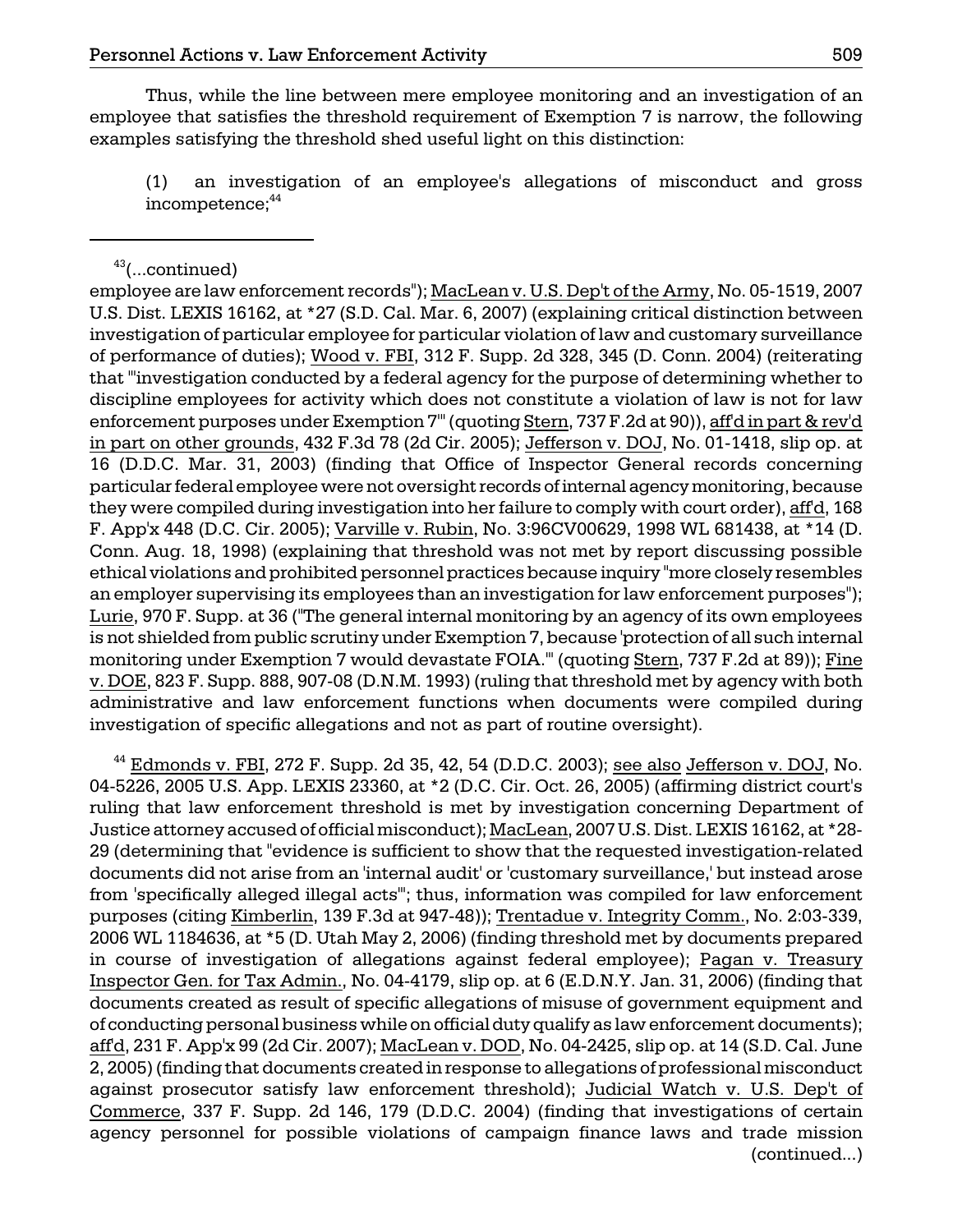Thus, while the line between mere employee monitoring and an investigation of an employee that satisfies the threshold requirement of Exemption 7 is narrow, the following examples satisfying the threshold shed useful light on this distinction:

(1) an investigation of an employee's allegations of misconduct and gross incompetence;[44]

---

[43](...continued)
employee are law enforcement records"); MacLean v. U.S. Dep't of the Army, No. 05-1519, 2007 U.S. Dist. LEXIS 16162, at *27 (S.D. Cal. Mar. 6, 2007) (explaining critical distinction between investigation of particular employee for particular violation of law and customary surveillance of performance of duties); Wood v. FBI, 312 F. Supp. 2d 328, 345 (D. Conn. 2004) (reiterating that "'investigation conducted by a federal agency for the purpose of determining whether to discipline employees for activity which does not constitute a violation of law is not for law enforcement purposes under Exemption 7'" (quoting Stern, 737 F.2d at 90)), aff'd in part & rev'd in part on other grounds, 432 F.3d 78 (2d Cir. 2005); Jefferson v. DOJ, No. 01-1418, slip op. at 16 (D.D.C. Mar. 31, 2003) (finding that Office of Inspector General records concerning particular federal employee were not oversight records of internal agency monitoring, because they were compiled during investigation into her failure to comply with court order), aff'd, 168 F. App'x 448 (D.C. Cir. 2005); Varville v. Rubin, No. 3:96CV00629, 1998 WL 681438, at *14 (D. Conn. Aug. 18, 1998) (explaining that threshold was not met by report discussing possible ethical violations and prohibited personnel practices because inquiry "more closely resembles an employer supervising its employees than an investigation for law enforcement purposes"); Lurie, 970 F. Supp. at 36 ("The general internal monitoring by an agency of its own employees is not shielded from public scrutiny under Exemption 7, because 'protection of all such internal monitoring under Exemption 7 would devastate FOIA.'" (quoting Stern, 737 F.2d at 89)); Fine v. DOE, 823 F. Supp. 888, 907-08 (D.N.M. 1993) (ruling that threshold met by agency with both administrative and law enforcement functions when documents were compiled during investigation of specific allegations and not as part of routine oversight).

[44] Edmonds v. FBI, 272 F. Supp. 2d 35, 42, 54 (D.D.C. 2003); see also Jefferson v. DOJ, No. 04-5226, 2005 U.S. App. LEXIS 23360, at *2 (D.C. Cir. Oct. 26, 2005) (affirming district court's ruling that law enforcement threshold is met by investigation concerning Department of Justice attorney accused of official misconduct); MacLean, 2007 U.S. Dist. LEXIS 16162, at *28-29 (determining that "evidence is sufficient to show that the requested investigation-related documents did not arise from an 'internal audit' or 'customary surveillance,' but instead arose from 'specifically alleged illegal acts'"; thus, information was compiled for law enforcement purposes (citing Kimberlin, 139 F.3d at 947-48)); Trentadue v. Integrity Comm., No. 2:03-339, 2006 WL 1184636, at *5 (D. Utah May 2, 2006) (finding threshold met by documents prepared in course of investigation of allegations against federal employee); Pagan v. Treasury Inspector Gen. for Tax Admin., No. 04-4179, slip op. at 6 (E.D.N.Y. Jan. 31, 2006) (finding that documents created as result of specific allegations of misuse of government equipment and of conducting personal business while on official duty qualify as law enforcement documents); aff'd, 231 F. App'x 99 (2d Cir. 2007); MacLean v. DOD, No. 04-2425, slip op. at 14 (S.D. Cal. June 2, 2005) (finding that documents created in response to allegations of professional misconduct against prosecutor satisfy law enforcement threshold); Judicial Watch v. U.S. Dep't of Commerce, 337 F. Supp. 2d 146, 179 (D.D.C. 2004) (finding that investigations of certain agency personnel for possible violations of campaign finance laws and trade mission (continued...)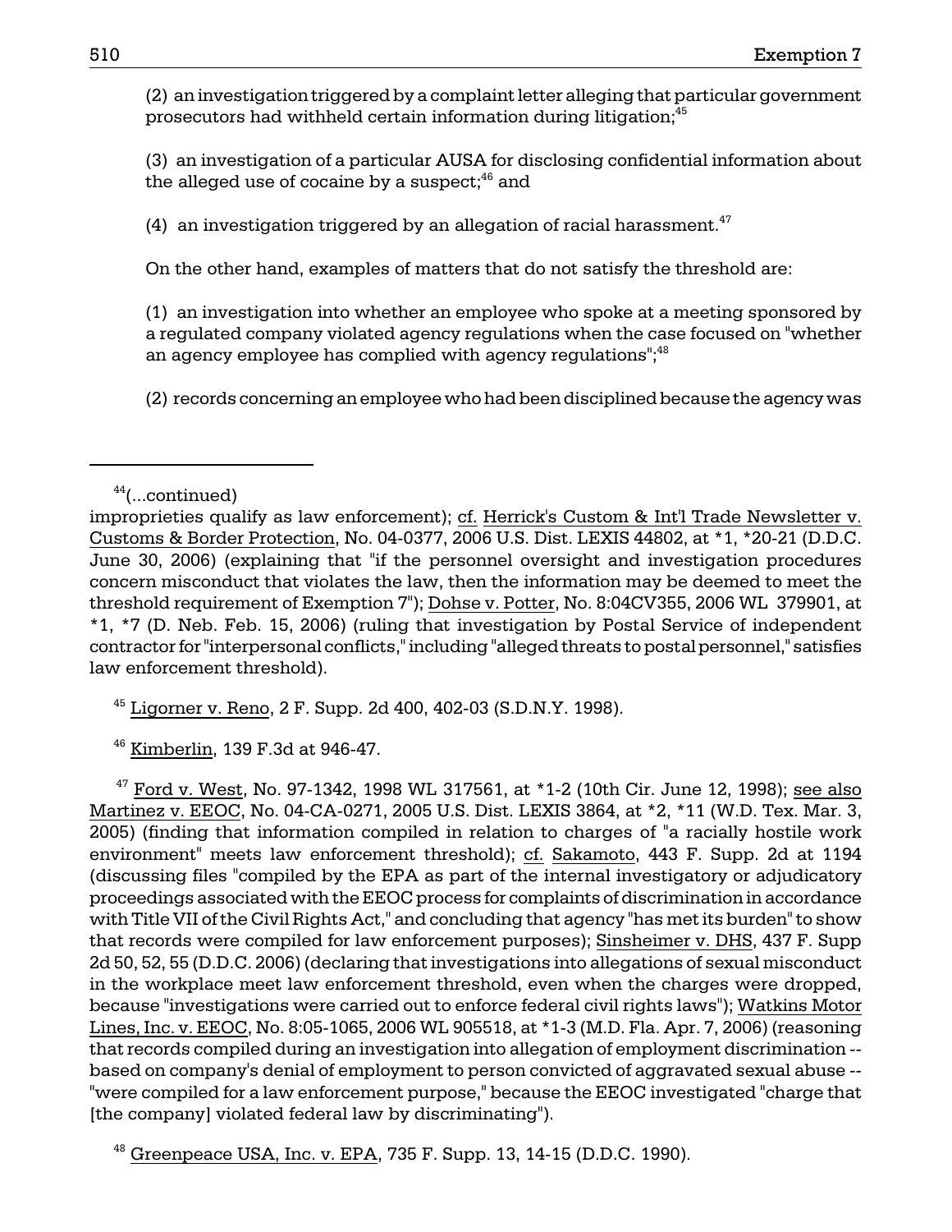(2) an investigation triggered by a complaint letter alleging that particular government prosecutors had withheld certain information during litigation;[45]

(3) an investigation of a particular AUSA for disclosing confidential information about the alleged use of cocaine by a suspect;[46] and

(4) an investigation triggered by an allegation of racial harassment.[47]

On the other hand, examples of matters that do not satisfy the threshold are:

(1) an investigation into whether an employee who spoke at a meeting sponsored by a regulated company violated agency regulations when the case focused on "whether an agency employee has complied with agency regulations";[48]

(2) records concerning an employee who had been disciplined because the agency was

---

[44](...continued)
improprieties qualify as law enforcement); cf. Herrick's Custom & Int'l Trade Newsletter v. Customs & Border Protection, No. 04-0377, 2006 U.S. Dist. LEXIS 44802, at *1, *20-21 (D.D.C. June 30, 2006) (explaining that "if the personnel oversight and investigation procedures concern misconduct that violates the law, then the information may be deemed to meet the threshold requirement of Exemption 7"); Dohse v. Potter, No. 8:04CV355, 2006 WL 379901, at *1, *7 (D. Neb. Feb. 15, 2006) (ruling that investigation by Postal Service of independent contractor for "interpersonal conflicts," including "alleged threats to postal personnel," satisfies law enforcement threshold).

[45] Ligorner v. Reno, 2 F. Supp. 2d 400, 402-03 (S.D.N.Y. 1998).

[46] Kimberlin, 139 F.3d at 946-47.

[47] Ford v. West, No. 97-1342, 1998 WL 317561, at *1-2 (10th Cir. June 12, 1998); see also Martinez v. EEOC, No. 04-CA-0271, 2005 U.S. Dist. LEXIS 3864, at *2, *11 (W.D. Tex. Mar. 3, 2005) (finding that information compiled in relation to charges of "a racially hostile work environment" meets law enforcement threshold); cf. Sakamoto, 443 F. Supp. 2d at 1194 (discussing files "compiled by the EPA as part of the internal investigatory or adjudicatory proceedings associated with the EEOC process for complaints of discrimination in accordance with Title VII of the Civil Rights Act," and concluding that agency "has met its burden" to show that records were compiled for law enforcement purposes); Sinsheimer v. DHS, 437 F. Supp 2d 50, 52, 55 (D.D.C. 2006) (declaring that investigations into allegations of sexual misconduct in the workplace meet law enforcement threshold, even when the charges were dropped, because "investigations were carried out to enforce federal civil rights laws"); Watkins Motor Lines, Inc. v. EEOC, No. 8:05-1065, 2006 WL 905518, at *1-3 (M.D. Fla. Apr. 7, 2006) (reasoning that records compiled during an investigation into allegation of employment discrimination -- based on company's denial of employment to person convicted of aggravated sexual abuse -- "were compiled for a law enforcement purpose," because the EEOC investigated "charge that [the company] violated federal law by discriminating").

[48] Greenpeace USA, Inc. v. EPA, 735 F. Supp. 13, 14-15 (D.D.C. 1990).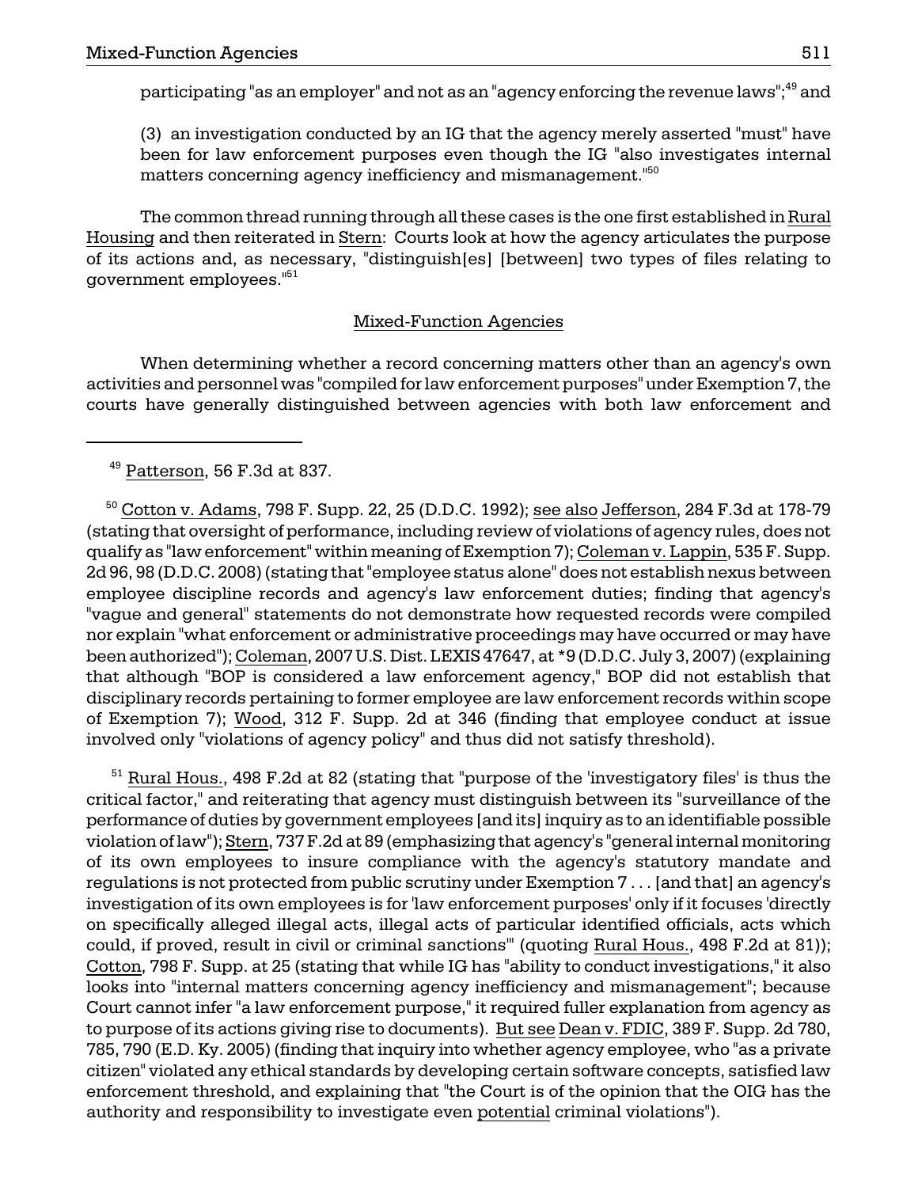participating "as an employer" and not as an "agency enforcing the revenue laws";[49] and

(3) an investigation conducted by an IG that the agency merely asserted "must" have been for law enforcement purposes even though the IG "also investigates internal matters concerning agency inefficiency and mismanagement."[50]

The common thread running through all these cases is the one first established in Rural Housing and then reiterated in Stern: Courts look at how the agency articulates the purpose of its actions and, as necessary, "distinguish[es] [between] two types of files relating to government employees."[51]

## Mixed-Function Agencies

When determining whether a record concerning matters other than an agency's own activities and personnel was "compiled for law enforcement purposes" under Exemption 7, the courts have generally distinguished between agencies with both law enforcement and

---

[49] Patterson, 56 F.3d at 837.

[50] Cotton v. Adams, 798 F. Supp. 22, 25 (D.D.C. 1992); see also Jefferson, 284 F.3d at 178-79 (stating that oversight of performance, including review of violations of agency rules, does not qualify as "law enforcement" within meaning of Exemption 7); Coleman v. Lappin, 535 F. Supp. 2d 96, 98 (D.D.C. 2008) (stating that "employee status alone" does not establish nexus between employee discipline records and agency's law enforcement duties; finding that agency's "vague and general" statements do not demonstrate how requested records were compiled nor explain "what enforcement or administrative proceedings may have occurred or may have been authorized"); Coleman, 2007 U.S. Dist. LEXIS 47647, at *9 (D.D.C. July 3, 2007) (explaining that although "BOP is considered a law enforcement agency," BOP did not establish that disciplinary records pertaining to former employee are law enforcement records within scope of Exemption 7); Wood, 312 F. Supp. 2d at 346 (finding that employee conduct at issue involved only "violations of agency policy" and thus did not satisfy threshold).

[51] Rural Hous., 498 F.2d at 82 (stating that "purpose of the 'investigatory files' is thus the critical factor," and reiterating that agency must distinguish between its "surveillance of the performance of duties by government employees [and its] inquiry as to an identifiable possible violation of law"); Stern, 737 F.2d at 89 (emphasizing that agency's "general internal monitoring of its own employees to insure compliance with the agency's statutory mandate and regulations is not protected from public scrutiny under Exemption 7 . . . [and that] an agency's investigation of its own employees is for 'law enforcement purposes' only if it focuses 'directly on specifically alleged illegal acts, illegal acts of particular identified officials, acts which could, if proved, result in civil or criminal sanctions'" (quoting Rural Hous., 498 F.2d at 81)); Cotton, 798 F. Supp. at 25 (stating that while IG has "ability to conduct investigations," it also looks into "internal matters concerning agency inefficiency and mismanagement"; because Court cannot infer "a law enforcement purpose," it required fuller explanation from agency as to purpose of its actions giving rise to documents). But see Dean v. FDIC, 389 F. Supp. 2d 780, 785, 790 (E.D. Ky. 2005) (finding that inquiry into whether agency employee, who "as a private citizen" violated any ethical standards by developing certain software concepts, satisfied law enforcement threshold, and explaining that "the Court is of the opinion that the OIG has the authority and responsibility to investigate even potential criminal violations").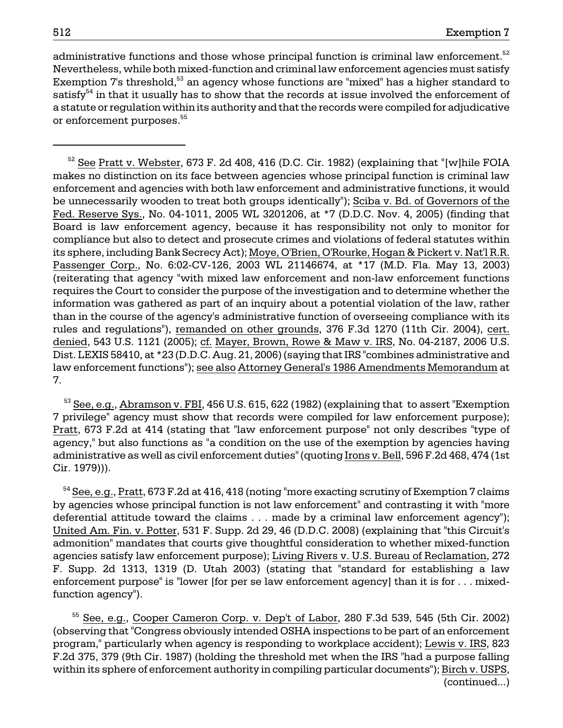administrative functions and those whose principal function is criminal law enforcement.[52] Nevertheless, while both mixed-function and criminal law enforcement agencies must satisfy Exemption 7's threshold,[53] an agency whose functions are "mixed" has a higher standard to satisfy[54] in that it usually has to show that the records at issue involved the enforcement of a statute or regulation within its authority and that the records were compiled for adjudicative or enforcement purposes.[55]

---

[52] See Pratt v. Webster, 673 F. 2d 408, 416 (D.C. Cir. 1982) (explaining that "[w]hile FOIA makes no distinction on its face between agencies whose principal function is criminal law enforcement and agencies with both law enforcement and administrative functions, it would be unnecessarily wooden to treat both groups identically"); Sciba v. Bd. of Governors of the Fed. Reserve Sys., No. 04-1011, 2005 WL 3201206, at *7 (D.D.C. Nov. 4, 2005) (finding that Board is law enforcement agency, because it has responsibility not only to monitor for compliance but also to detect and prosecute crimes and violations of federal statutes within its sphere, including Bank Secrecy Act); Moye, O'Brien, O'Rourke, Hogan & Pickert v. Nat'l R.R. Passenger Corp., No. 6:02-CV-126, 2003 WL 21146674, at *17 (M.D. Fla. May 13, 2003) (reiterating that agency "with mixed law enforcement and non-law enforcement functions requires the Court to consider the purpose of the investigation and to determine whether the information was gathered as part of an inquiry about a potential violation of the law, rather than in the course of the agency's administrative function of overseeing compliance with its rules and regulations"), remanded on other grounds, 376 F.3d 1270 (11th Cir. 2004), cert. denied, 543 U.S. 1121 (2005); cf. Mayer, Brown, Rowe & Maw v. IRS, No. 04-2187, 2006 U.S. Dist. LEXIS 58410, at *23 (D.D.C. Aug. 21, 2006) (saying that IRS "combines administrative and law enforcement functions"); see also Attorney General's 1986 Amendments Memorandum at 7.

[53] See, e.g., Abramson v. FBI, 456 U.S. 615, 622 (1982) (explaining that to assert "Exemption 7 privilege" agency must show that records were compiled for law enforcement purpose); Pratt, 673 F.2d at 414 (stating that "law enforcement purpose" not only describes "type of agency," but also functions as "a condition on the use of the exemption by agencies having administrative as well as civil enforcement duties" (quoting Irons v. Bell, 596 F.2d 468, 474 (1st Cir. 1979))).

[54] See, e.g., Pratt, 673 F.2d at 416, 418 (noting "more exacting scrutiny of Exemption 7 claims by agencies whose principal function is not law enforcement" and contrasting it with "more deferential attitude toward the claims . . . made by a criminal law enforcement agency"); United Am. Fin. v. Potter, 531 F. Supp. 2d 29, 46 (D.D.C. 2008) (explaining that "this Circuit's admonition" mandates that courts give thoughtful consideration to whether mixed-function agencies satisfy law enforcement purpose); Living Rivers v. U.S. Bureau of Reclamation, 272 F. Supp. 2d 1313, 1319 (D. Utah 2003) (stating that "standard for establishing a law enforcement purpose" is "lower [for per se law enforcement agency] than it is for . . . mixed-function agency").

[55] See, e.g., Cooper Cameron Corp. v. Dep't of Labor, 280 F.3d 539, 545 (5th Cir. 2002) (observing that "Congress obviously intended OSHA inspections to be part of an enforcement program," particularly when agency is responding to workplace accident); Lewis v. IRS, 823 F.2d 375, 379 (9th Cir. 1987) (holding the threshold met when the IRS "had a purpose falling within its sphere of enforcement authority in compiling particular documents"); Birch v. USPS, (continued...)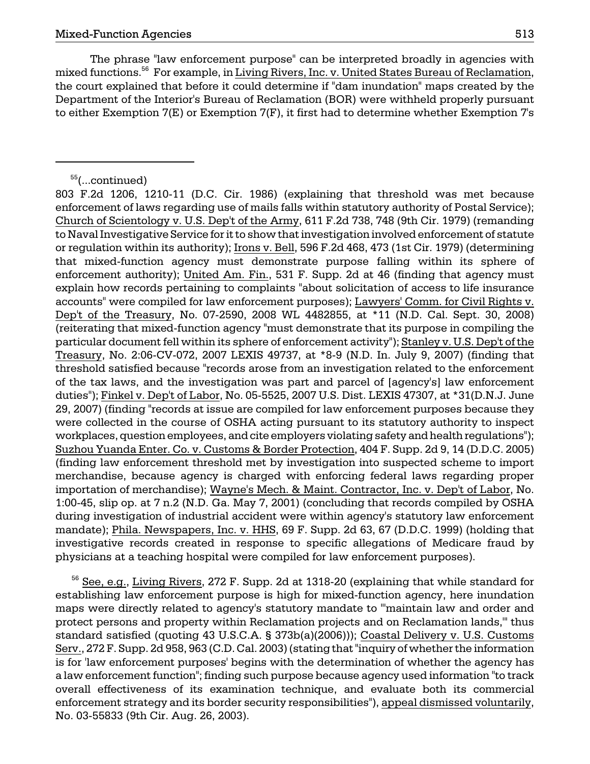The phrase "law enforcement purpose" can be interpreted broadly in agencies with mixed functions.[56] For example, in Living Rivers, Inc. v. United States Bureau of Reclamation, the court explained that before it could determine if "dam inundation" maps created by the Department of the Interior's Bureau of Reclamation (BOR) were withheld properly pursuant to either Exemption 7(E) or Exemption 7(F), it first had to determine whether Exemption 7's

---

[55](...continued)
803 F.2d 1206, 1210-11 (D.C. Cir. 1986) (explaining that threshold was met because enforcement of laws regarding use of mails falls within statutory authority of Postal Service); Church of Scientology v. U.S. Dep't of the Army, 611 F.2d 738, 748 (9th Cir. 1979) (remanding to Naval Investigative Service for it to show that investigation involved enforcement of statute or regulation within its authority); Irons v. Bell, 596 F.2d 468, 473 (1st Cir. 1979) (determining that mixed-function agency must demonstrate purpose falling within its sphere of enforcement authority); United Am. Fin., 531 F. Supp. 2d at 46 (finding that agency must explain how records pertaining to complaints "about solicitation of access to life insurance accounts" were compiled for law enforcement purposes); Lawyers' Comm. for Civil Rights v. Dep't of the Treasury, No. 07-2590, 2008 WL 4482855, at *11 (N.D. Cal. Sept. 30, 2008) (reiterating that mixed-function agency "must demonstrate that its purpose in compiling the particular document fell within its sphere of enforcement activity"); Stanley v. U.S. Dep't of the Treasury, No. 2:06-CV-072, 2007 LEXIS 49737, at *8-9 (N.D. In. July 9, 2007) (finding that threshold satisfied because "records arose from an investigation related to the enforcement of the tax laws, and the investigation was part and parcel of [agency's] law enforcement duties"); Finkel v. Dep't of Labor, No. 05-5525, 2007 U.S. Dist. LEXIS 47307, at *31(D.N.J. June 29, 2007) (finding "records at issue are compiled for law enforcement purposes because they were collected in the course of OSHA acting pursuant to its statutory authority to inspect workplaces, question employees, and cite employers violating safety and health regulations"); Suzhou Yuanda Enter. Co. v. Customs & Border Protection, 404 F. Supp. 2d 9, 14 (D.D.C. 2005) (finding law enforcement threshold met by investigation into suspected scheme to import merchandise, because agency is charged with enforcing federal laws regarding proper importation of merchandise); Wayne's Mech. & Maint. Contractor, Inc. v. Dep't of Labor, No. 1:00-45, slip op. at 7 n.2 (N.D. Ga. May 7, 2001) (concluding that records compiled by OSHA during investigation of industrial accident were within agency's statutory law enforcement mandate); Phila. Newspapers, Inc. v. HHS, 69 F. Supp. 2d 63, 67 (D.D.C. 1999) (holding that investigative records created in response to specific allegations of Medicare fraud by physicians at a teaching hospital were compiled for law enforcement purposes).

[56] See, e.g., Living Rivers, 272 F. Supp. 2d at 1318-20 (explaining that while standard for establishing law enforcement purpose is high for mixed-function agency, here inundation maps were directly related to agency's statutory mandate to "'maintain law and order and protect persons and property within Reclamation projects and on Reclamation lands,'" thus standard satisfied (quoting 43 U.S.C.A. § 373b(a)(2006))); Coastal Delivery v. U.S. Customs Serv., 272 F. Supp. 2d 958, 963 (C.D. Cal. 2003) (stating that "inquiry of whether the information is for 'law enforcement purposes' begins with the determination of whether the agency has a law enforcement function"; finding such purpose because agency used information "to track overall effectiveness of its examination technique, and evaluate both its commercial enforcement strategy and its border security responsibilities"), appeal dismissed voluntarily, No. 03-55833 (9th Cir. Aug. 26, 2003).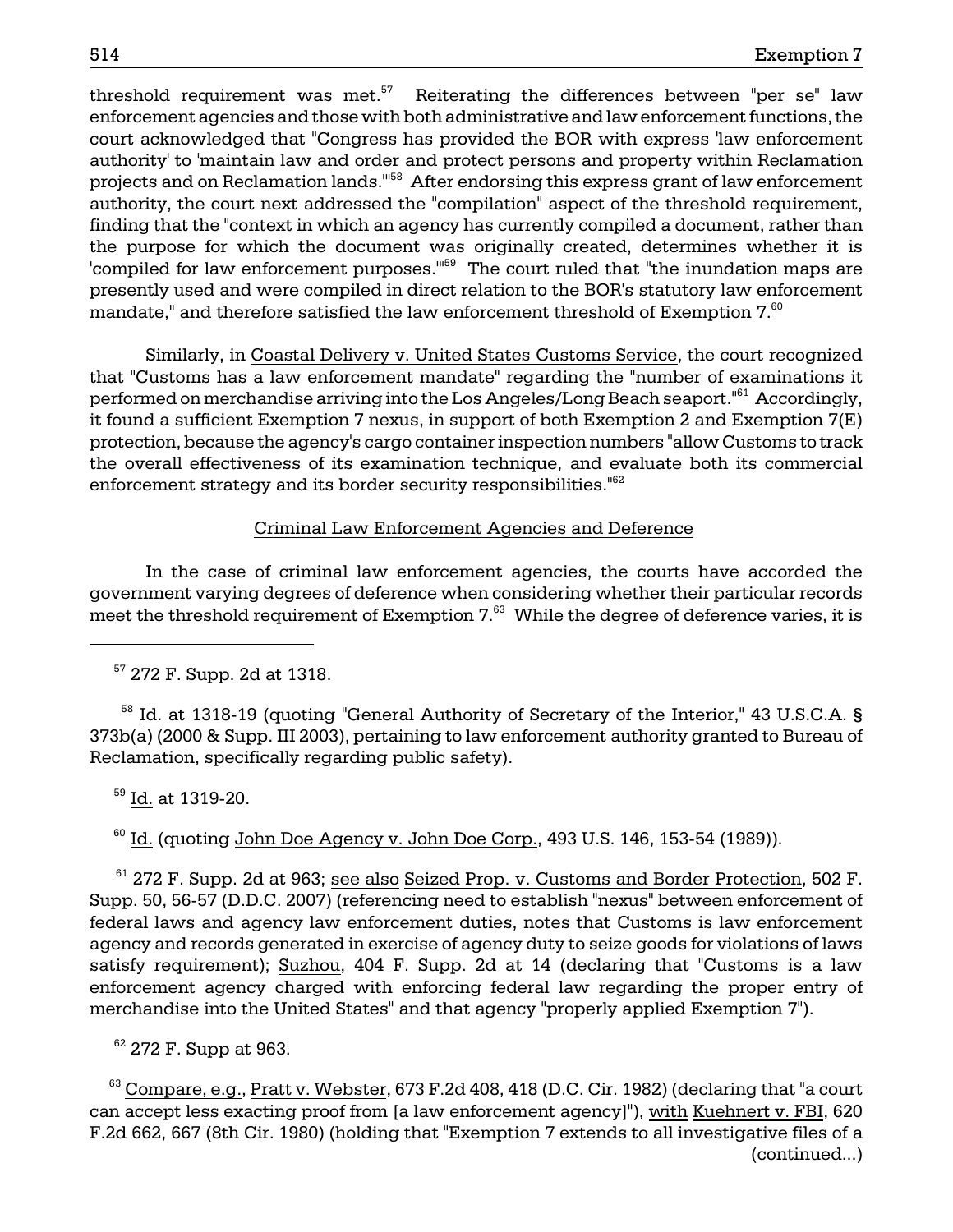threshold requirement was met.[57] Reiterating the differences between "per se" law enforcement agencies and those with both administrative and law enforcement functions, the court acknowledged that "Congress has provided the BOR with express 'law enforcement authority' to 'maintain law and order and protect persons and property within Reclamation projects and on Reclamation lands.'"[58] After endorsing this express grant of law enforcement authority, the court next addressed the "compilation" aspect of the threshold requirement, finding that the "context in which an agency has currently compiled a document, rather than the purpose for which the document was originally created, determines whether it is 'compiled for law enforcement purposes.'"[59] The court ruled that "the inundation maps are presently used and were compiled in direct relation to the BOR's statutory law enforcement mandate," and therefore satisfied the law enforcement threshold of Exemption 7.[60]

Similarly, in Coastal Delivery v. United States Customs Service, the court recognized that "Customs has a law enforcement mandate" regarding the "number of examinations it performed on merchandise arriving into the Los Angeles/Long Beach seaport."[61] Accordingly, it found a sufficient Exemption 7 nexus, in support of both Exemption 2 and Exemption 7(E) protection, because the agency's cargo container inspection numbers "allow Customs to track the overall effectiveness of its examination technique, and evaluate both its commercial enforcement strategy and its border security responsibilities."[62]

## Criminal Law Enforcement Agencies and Deference

In the case of criminal law enforcement agencies, the courts have accorded the government varying degrees of deference when considering whether their particular records meet the threshold requirement of Exemption 7.[63] While the degree of deference varies, it is

---

[57] 272 F. Supp. 2d at 1318.

[58] Id. at 1318-19 (quoting "General Authority of Secretary of the Interior," 43 U.S.C.A. § 373b(a) (2000 & Supp. III 2003), pertaining to law enforcement authority granted to Bureau of Reclamation, specifically regarding public safety).

[59] Id. at 1319-20.

[60] Id. (quoting John Doe Agency v. John Doe Corp., 493 U.S. 146, 153-54 (1989)).

[61] 272 F. Supp. 2d at 963; see also Seized Prop. v. Customs and Border Protection, 502 F. Supp. 50, 56-57 (D.D.C. 2007) (referencing need to establish "nexus" between enforcement of federal laws and agency law enforcement duties, notes that Customs is law enforcement agency and records generated in exercise of agency duty to seize goods for violations of laws satisfy requirement); Suzhou, 404 F. Supp. 2d at 14 (declaring that "Customs is a law enforcement agency charged with enforcing federal law regarding the proper entry of merchandise into the United States" and that agency "properly applied Exemption 7").

[62] 272 F. Supp at 963.

[63] Compare, e.g., Pratt v. Webster, 673 F.2d 408, 418 (D.C. Cir. 1982) (declaring that "a court can accept less exacting proof from [a law enforcement agency]"), with Kuehnert v. FBI, 620 F.2d 662, 667 (8th Cir. 1980) (holding that "Exemption 7 extends to all investigative files of a (continued...)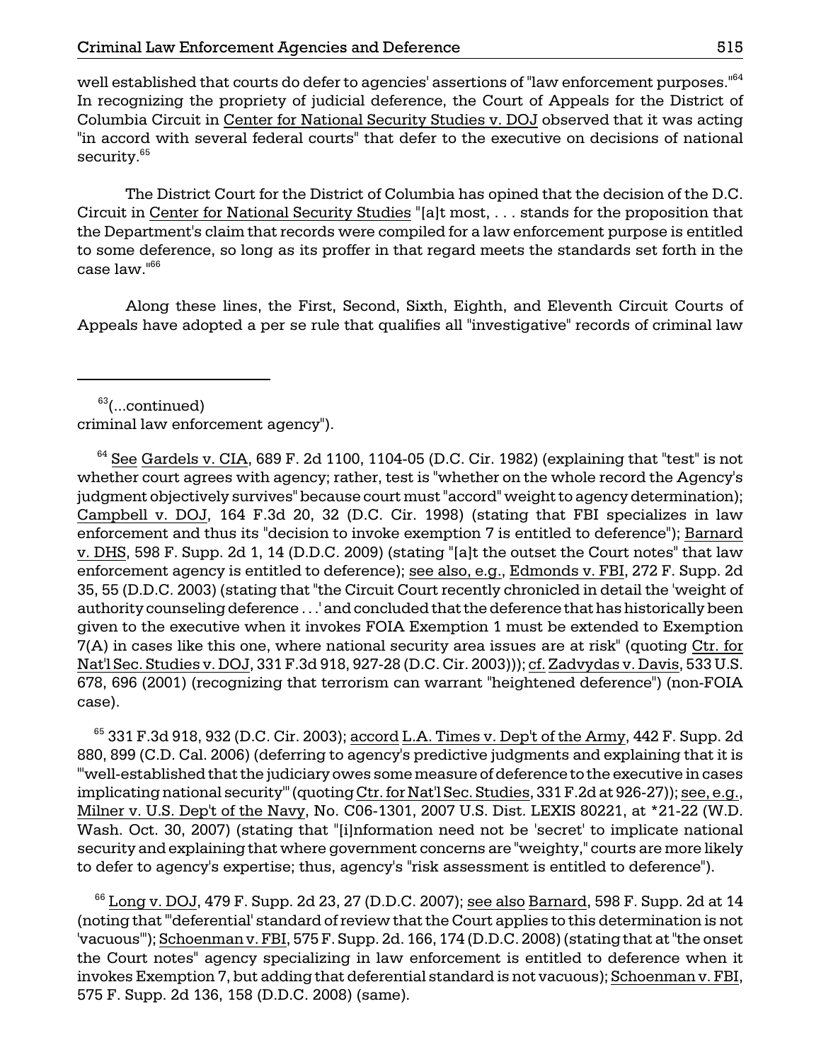well established that courts do defer to agencies' assertions of "law enforcement purposes."[64] In recognizing the propriety of judicial deference, the Court of Appeals for the District of Columbia Circuit in Center for National Security Studies v. DOJ observed that it was acting "in accord with several federal courts" that defer to the executive on decisions of national security.[65]

The District Court for the District of Columbia has opined that the decision of the D.C. Circuit in Center for National Security Studies "[a]t most, . . . stands for the proposition that the Department's claim that records were compiled for a law enforcement purpose is entitled to some deference, so long as its proffer in that regard meets the standards set forth in the case law."[66]

Along these lines, the First, Second, Sixth, Eighth, and Eleventh Circuit Courts of Appeals have adopted a per se rule that qualifies all "investigative" records of criminal law

---

[63](...continued) criminal law enforcement agency").

[64] See Gardels v. CIA, 689 F. 2d 1100, 1104-05 (D.C. Cir. 1982) (explaining that "test" is not whether court agrees with agency; rather, test is "whether on the whole record the Agency's judgment objectively survives" because court must "accord" weight to agency determination); Campbell v. DOJ, 164 F.3d 20, 32 (D.C. Cir. 1998) (stating that FBI specializes in law enforcement and thus its "decision to invoke exemption 7 is entitled to deference"); Barnard v. DHS, 598 F. Supp. 2d 1, 14 (D.D.C. 2009) (stating "[a]t the outset the Court notes" that law enforcement agency is entitled to deference); see also, e.g., Edmonds v. FBI, 272 F. Supp. 2d 35, 55 (D.D.C. 2003) (stating that "the Circuit Court recently chronicled in detail the 'weight of authority counseling deference . . .' and concluded that the deference that has historically been given to the executive when it invokes FOIA Exemption 1 must be extended to Exemption 7(A) in cases like this one, where national security area issues are at risk" (quoting Ctr. for Nat'l Sec. Studies v. DOJ, 331 F.3d 918, 927-28 (D.C. Cir. 2003))); cf. Zadvydas v. Davis, 533 U.S. 678, 696 (2001) (recognizing that terrorism can warrant "heightened deference") (non-FOIA case).

[65] 331 F.3d 918, 932 (D.C. Cir. 2003); accord L.A. Times v. Dep't of the Army, 442 F. Supp. 2d 880, 899 (C.D. Cal. 2006) (deferring to agency's predictive judgments and explaining that it is "'well-established that the judiciary owes some measure of deference to the executive in cases implicating national security'" (quoting Ctr. for Nat'l Sec. Studies, 331 F.2d at 926-27)); see, e.g., Milner v. U.S. Dep't of the Navy, No. C06-1301, 2007 U.S. Dist. LEXIS 80221, at *21-22 (W.D. Wash. Oct. 30, 2007) (stating that "[i]nformation need not be 'secret' to implicate national security and explaining that where government concerns are "weighty," courts are more likely to defer to agency's expertise; thus, agency's "risk assessment is entitled to deference").

[66] Long v. DOJ, 479 F. Supp. 2d 23, 27 (D.D.C. 2007); see also Barnard, 598 F. Supp. 2d at 14 (noting that "'deferential' standard of review that the Court applies to this determination is not 'vacuous'"); Schoenman v. FBI, 575 F. Supp. 2d. 166, 174 (D.D.C. 2008) (stating that at "the onset the Court notes" agency specializing in law enforcement is entitled to deference when it invokes Exemption 7, but adding that deferential standard is not vacuous); Schoenman v. FBI, 575 F. Supp. 2d 136, 158 (D.D.C. 2008) (same).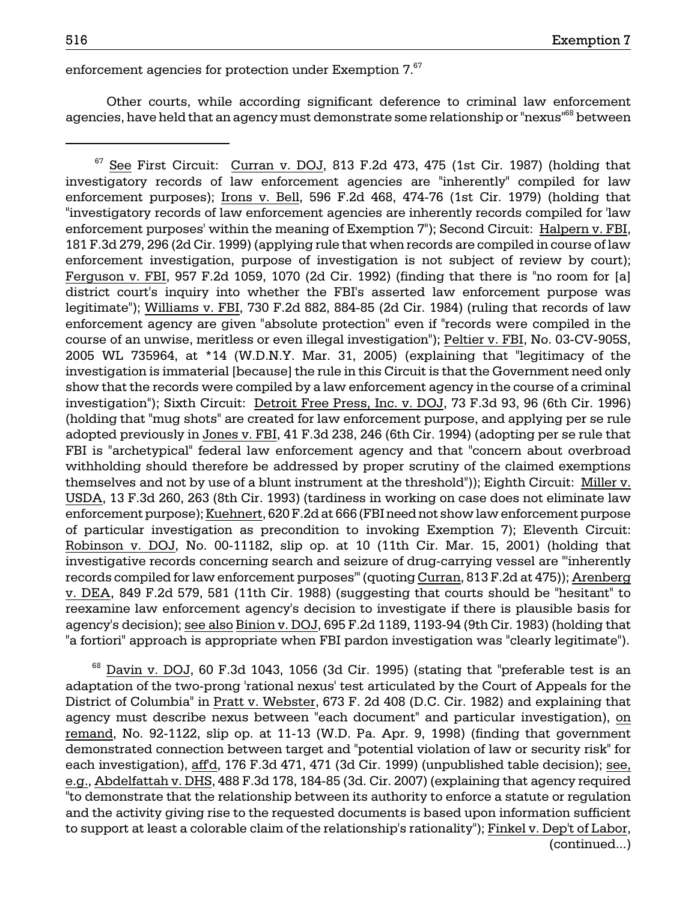enforcement agencies for protection under Exemption 7.[67]

Other courts, while according significant deference to criminal law enforcement agencies, have held that an agency must demonstrate some relationship or "nexus"[68] between

---

[67] See First Circuit: Curran v. DOJ, 813 F.2d 473, 475 (1st Cir. 1987) (holding that investigatory records of law enforcement agencies are "inherently" compiled for law enforcement purposes); Irons v. Bell, 596 F.2d 468, 474-76 (1st Cir. 1979) (holding that "investigatory records of law enforcement agencies are inherently records compiled for 'law enforcement purposes' within the meaning of Exemption 7"); Second Circuit: Halpern v. FBI, 181 F.3d 279, 296 (2d Cir. 1999) (applying rule that when records are compiled in course of law enforcement investigation, purpose of investigation is not subject of review by court); Ferguson v. FBI, 957 F.2d 1059, 1070 (2d Cir. 1992) (finding that there is "no room for [a] district court's inquiry into whether the FBI's asserted law enforcement purpose was legitimate"); Williams v. FBI, 730 F.2d 882, 884-85 (2d Cir. 1984) (ruling that records of law enforcement agency are given "absolute protection" even if "records were compiled in the course of an unwise, meritless or even illegal investigation"); Peltier v. FBI, No. 03-CV-905S, 2005 WL 735964, at *14 (W.D.N.Y. Mar. 31, 2005) (explaining that "legitimacy of the investigation is immaterial [because] the rule in this Circuit is that the Government need only show that the records were compiled by a law enforcement agency in the course of a criminal investigation"); Sixth Circuit: Detroit Free Press, Inc. v. DOJ, 73 F.3d 93, 96 (6th Cir. 1996) (holding that "mug shots" are created for law enforcement purpose, and applying per se rule adopted previously in Jones v. FBI, 41 F.3d 238, 246 (6th Cir. 1994) (adopting per se rule that FBI is "archetypical" federal law enforcement agency and that "concern about overbroad withholding should therefore be addressed by proper scrutiny of the claimed exemptions themselves and not by use of a blunt instrument at the threshold")); Eighth Circuit: Miller v. USDA, 13 F.3d 260, 263 (8th Cir. 1993) (tardiness in working on case does not eliminate law enforcement purpose); Kuehnert, 620 F.2d at 666 (FBI need not show law enforcement purpose of particular investigation as precondition to invoking Exemption 7); Eleventh Circuit: Robinson v. DOJ, No. 00-11182, slip op. at 10 (11th Cir. Mar. 15, 2001) (holding that investigative records concerning search and seizure of drug-carrying vessel are "'inherently records compiled for law enforcement purposes'" (quoting Curran, 813 F.2d at 475)); Arenberg v. DEA, 849 F.2d 579, 581 (11th Cir. 1988) (suggesting that courts should be "hesitant" to reexamine law enforcement agency's decision to investigate if there is plausible basis for agency's decision); see also Binion v. DOJ, 695 F.2d 1189, 1193-94 (9th Cir. 1983) (holding that "a fortiori" approach is appropriate when FBI pardon investigation was "clearly legitimate").

[68] Davin v. DOJ, 60 F.3d 1043, 1056 (3d Cir. 1995) (stating that "preferable test is an adaptation of the two-prong 'rational nexus' test articulated by the Court of Appeals for the District of Columbia" in Pratt v. Webster, 673 F. 2d 408 (D.C. Cir. 1982) and explaining that agency must describe nexus between "each document" and particular investigation), on remand, No. 92-1122, slip op. at 11-13 (W.D. Pa. Apr. 9, 1998) (finding that government demonstrated connection between target and "potential violation of law or security risk" for each investigation), aff'd, 176 F.3d 471, 471 (3d Cir. 1999) (unpublished table decision); see, e.g., Abdelfattah v. DHS, 488 F.3d 178, 184-85 (3d. Cir. 2007) (explaining that agency required "to demonstrate that the relationship between its authority to enforce a statute or regulation and the activity giving rise to the requested documents is based upon information sufficient to support at least a colorable claim of the relationship's rationality"); Finkel v. Dep't of Labor, (continued...)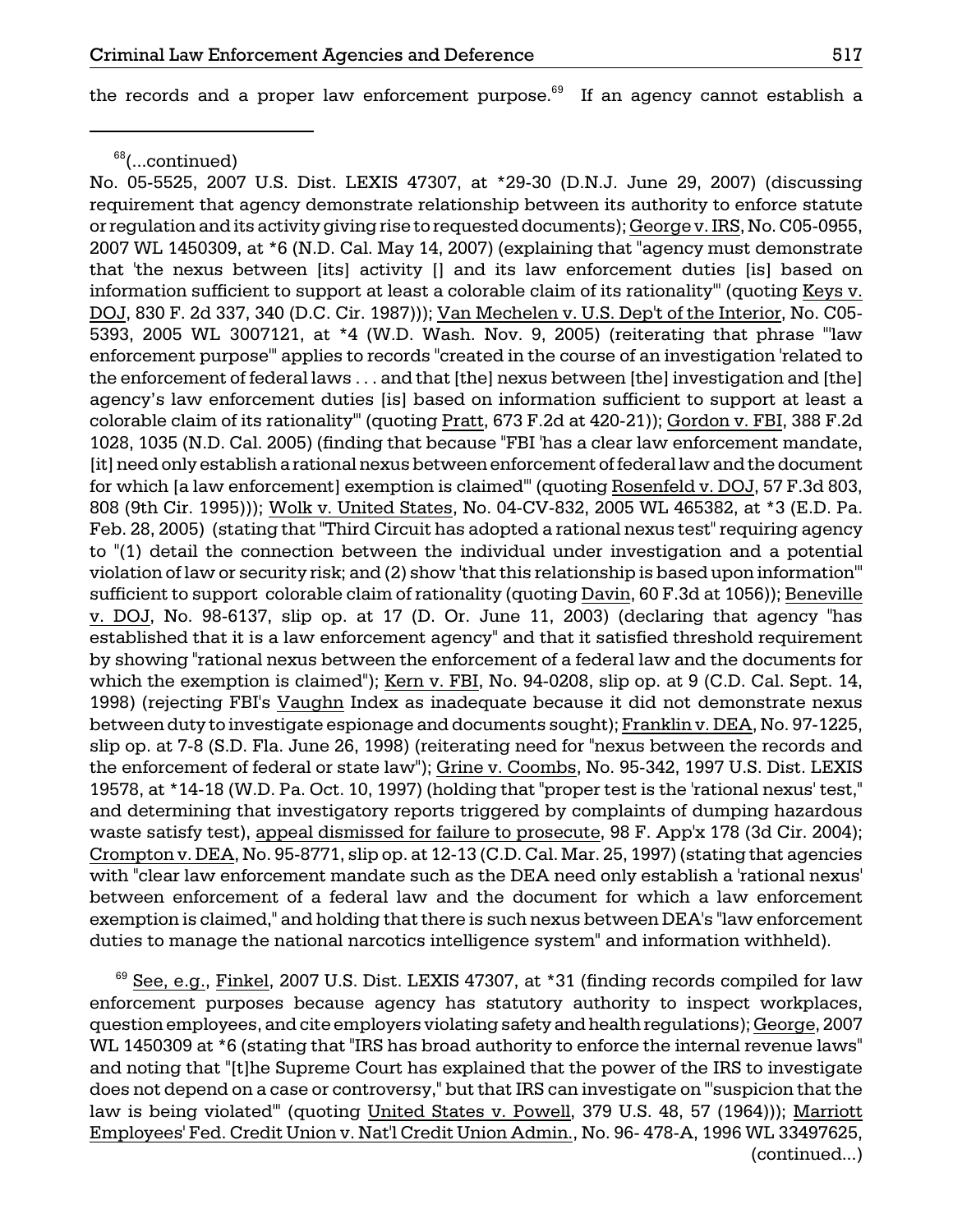the records and a proper law enforcement purpose.[69] If an agency cannot establish a

---

[68](...continued)

No. 05-5525, 2007 U.S. Dist. LEXIS 47307, at *29-30 (D.N.J. June 29, 2007) (discussing requirement that agency demonstrate relationship between its authority to enforce statute or regulation and its activity giving rise to requested documents); George v. IRS, No. C05-0955, 2007 WL 1450309, at *6 (N.D. Cal. May 14, 2007) (explaining that "agency must demonstrate that 'the nexus between [its] activity [] and its law enforcement duties [is] based on information sufficient to support at least a colorable claim of its rationality'" (quoting Keys v. DOJ, 830 F. 2d 337, 340 (D.C. Cir. 1987))); Van Mechelen v. U.S. Dep't of the Interior, No. C05-5393, 2005 WL 3007121, at *4 (W.D. Wash. Nov. 9, 2005) (reiterating that phrase "'law enforcement purpose'" applies to records "created in the course of an investigation 'related to the enforcement of federal laws . . . and that [the] nexus between [the] investigation and [the] agency's law enforcement duties [is] based on information sufficient to support at least a colorable claim of its rationality'" (quoting Pratt, 673 F.2d at 420-21)); Gordon v. FBI, 388 F.2d 1028, 1035 (N.D. Cal. 2005) (finding that because "FBI 'has a clear law enforcement mandate, [it] need only establish a rational nexus between enforcement of federal law and the document for which [a law enforcement] exemption is claimed'" (quoting Rosenfeld v. DOJ, 57 F.3d 803, 808 (9th Cir. 1995))); Wolk v. United States, No. 04-CV-832, 2005 WL 465382, at *3 (E.D. Pa. Feb. 28, 2005) (stating that "Third Circuit has adopted a rational nexus test" requiring agency to "(1) detail the connection between the individual under investigation and a potential violation of law or security risk; and (2) show 'that this relationship is based upon information'" sufficient to support colorable claim of rationality (quoting Davin, 60 F.3d at 1056)); Beneville v. DOJ, No. 98-6137, slip op. at 17 (D. Or. June 11, 2003) (declaring that agency "has established that it is a law enforcement agency" and that it satisfied threshold requirement by showing "rational nexus between the enforcement of a federal law and the documents for which the exemption is claimed"); Kern v. FBI, No. 94-0208, slip op. at 9 (C.D. Cal. Sept. 14, 1998) (rejecting FBI's Vaughn Index as inadequate because it did not demonstrate nexus between duty to investigate espionage and documents sought); Franklin v. DEA, No. 97-1225, slip op. at 7-8 (S.D. Fla. June 26, 1998) (reiterating need for "nexus between the records and the enforcement of federal or state law"); Grine v. Coombs, No. 95-342, 1997 U.S. Dist. LEXIS 19578, at *14-18 (W.D. Pa. Oct. 10, 1997) (holding that "proper test is the 'rational nexus' test," and determining that investigatory reports triggered by complaints of dumping hazardous waste satisfy test), appeal dismissed for failure to prosecute, 98 F. App'x 178 (3d Cir. 2004); Crompton v. DEA, No. 95-8771, slip op. at 12-13 (C.D. Cal. Mar. 25, 1997) (stating that agencies with "clear law enforcement mandate such as the DEA need only establish a 'rational nexus' between enforcement of a federal law and the document for which a law enforcement exemption is claimed," and holding that there is such nexus between DEA's "law enforcement duties to manage the national narcotics intelligence system" and information withheld).

[69] See, e.g., Finkel, 2007 U.S. Dist. LEXIS 47307, at *31 (finding records compiled for law enforcement purposes because agency has statutory authority to inspect workplaces, question employees, and cite employers violating safety and health regulations); George, 2007 WL 1450309 at *6 (stating that "IRS has broad authority to enforce the internal revenue laws" and noting that "[t]he Supreme Court has explained that the power of the IRS to investigate does not depend on a case or controversy," but that IRS can investigate on "'suspicion that the law is being violated'" (quoting United States v. Powell, 379 U.S. 48, 57 (1964))); Marriott Employees' Fed. Credit Union v. Nat'l Credit Union Admin., No. 96- 478-A, 1996 WL 33497625, (continued...)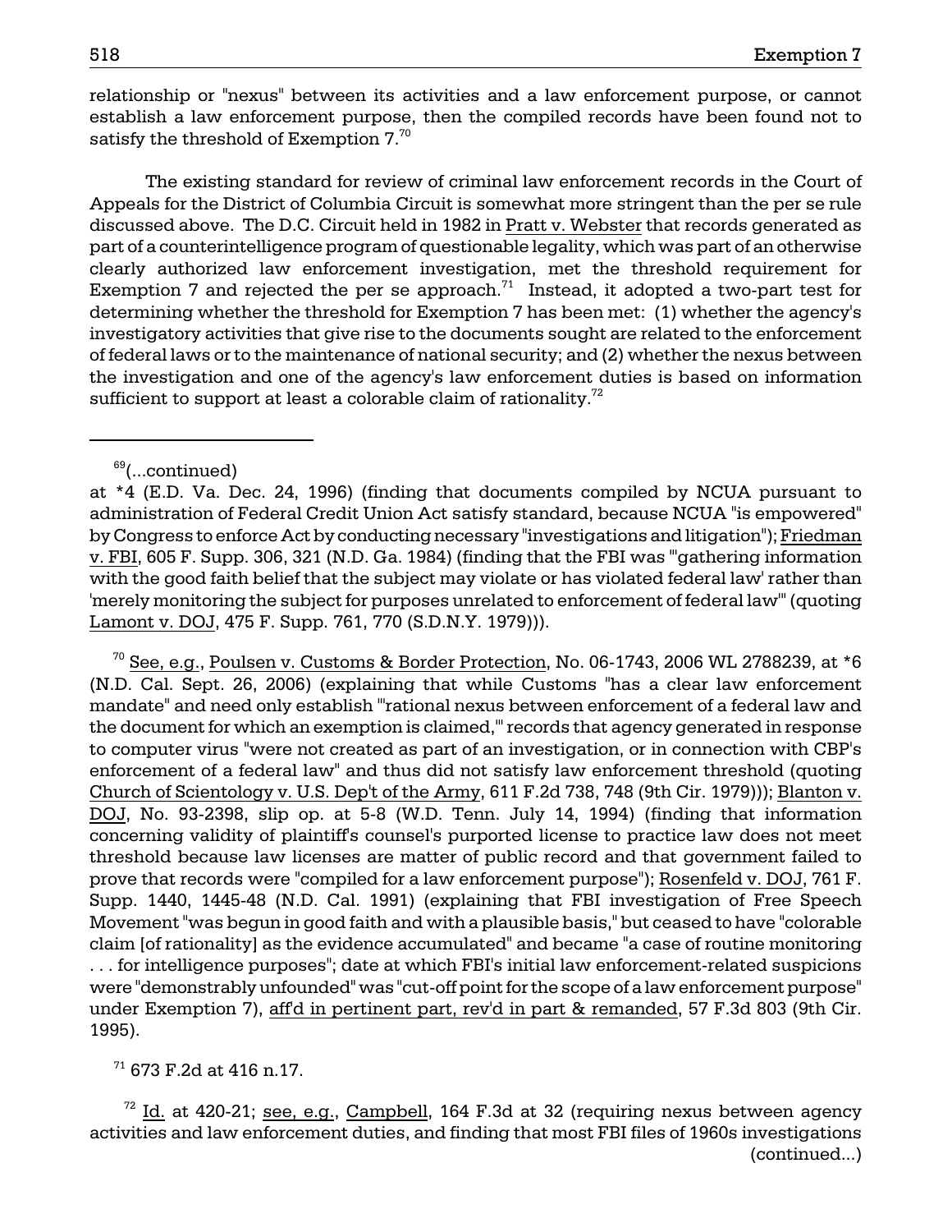relationship or "nexus" between its activities and a law enforcement purpose, or cannot establish a law enforcement purpose, then the compiled records have been found not to satisfy the threshold of Exemption 7.[70]

The existing standard for review of criminal law enforcement records in the Court of Appeals for the District of Columbia Circuit is somewhat more stringent than the per se rule discussed above. The D.C. Circuit held in 1982 in Pratt v. Webster that records generated as part of a counterintelligence program of questionable legality, which was part of an otherwise clearly authorized law enforcement investigation, met the threshold requirement for Exemption 7 and rejected the per se approach.[71] Instead, it adopted a two-part test for determining whether the threshold for Exemption 7 has been met: (1) whether the agency's investigatory activities that give rise to the documents sought are related to the enforcement of federal laws or to the maintenance of national security; and (2) whether the nexus between the investigation and one of the agency's law enforcement duties is based on information sufficient to support at least a colorable claim of rationality.[72]

---

[69](...continued)
at *4 (E.D. Va. Dec. 24, 1996) (finding that documents compiled by NCUA pursuant to administration of Federal Credit Union Act satisfy standard, because NCUA "is empowered" by Congress to enforce Act by conducting necessary "investigations and litigation"); Friedman v. FBI, 605 F. Supp. 306, 321 (N.D. Ga. 1984) (finding that the FBI was "'gathering information with the good faith belief that the subject may violate or has violated federal law' rather than 'merely monitoring the subject for purposes unrelated to enforcement of federal law'" (quoting Lamont v. DOJ, 475 F. Supp. 761, 770 (S.D.N.Y. 1979))).

[70] See, e.g., Poulsen v. Customs & Border Protection, No. 06-1743, 2006 WL 2788239, at *6 (N.D. Cal. Sept. 26, 2006) (explaining that while Customs "has a clear law enforcement mandate" and need only establish "'rational nexus between enforcement of a federal law and the document for which an exemption is claimed,'" records that agency generated in response to computer virus "were not created as part of an investigation, or in connection with CBP's enforcement of a federal law" and thus did not satisfy law enforcement threshold (quoting Church of Scientology v. U.S. Dep't of the Army, 611 F.2d 738, 748 (9th Cir. 1979))); Blanton v. DOJ, No. 93-2398, slip op. at 5-8 (W.D. Tenn. July 14, 1994) (finding that information concerning validity of plaintiff's counsel's purported license to practice law does not meet threshold because law licenses are matter of public record and that government failed to prove that records were "compiled for a law enforcement purpose"); Rosenfeld v. DOJ, 761 F. Supp. 1440, 1445-48 (N.D. Cal. 1991) (explaining that FBI investigation of Free Speech Movement "was begun in good faith and with a plausible basis," but ceased to have "colorable claim [of rationality] as the evidence accumulated" and became "a case of routine monitoring . . . for intelligence purposes"; date at which FBI's initial law enforcement-related suspicions were "demonstrably unfounded" was "cut-off point for the scope of a law enforcement purpose" under Exemption 7), aff'd in pertinent part, rev'd in part & remanded, 57 F.3d 803 (9th Cir. 1995).

[71] 673 F.2d at 416 n.17.

[72] Id. at 420-21; see, e.g., Campbell, 164 F.3d at 32 (requiring nexus between agency activities and law enforcement duties, and finding that most FBI files of 1960s investigations (continued...)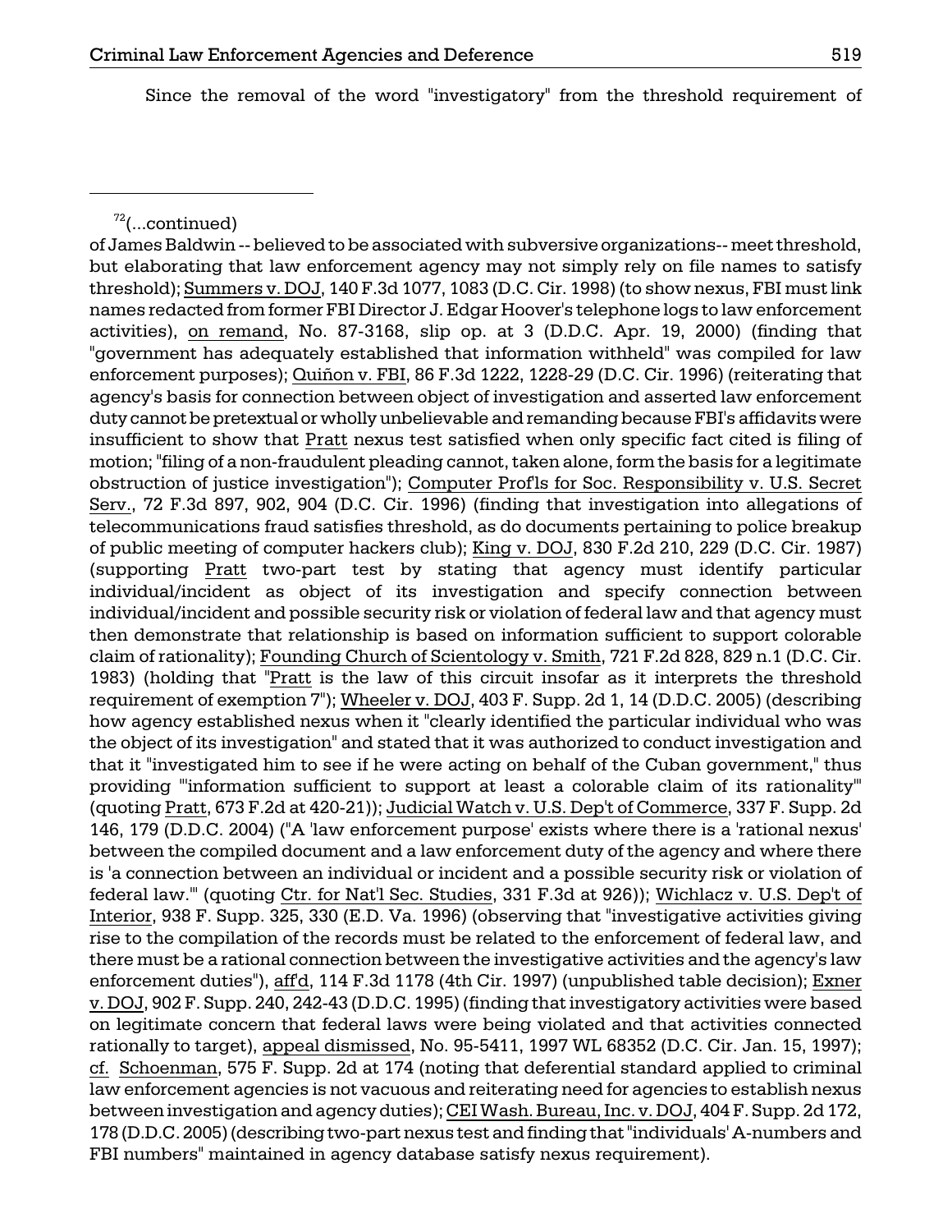Since the removal of the word "investigatory" from the threshold requirement of

---

[72](...continued)

of James Baldwin -- believed to be associated with subversive organizations-- meet threshold, but elaborating that law enforcement agency may not simply rely on file names to satisfy threshold); Summers v. DOJ, 140 F.3d 1077, 1083 (D.C. Cir. 1998) (to show nexus, FBI must link names redacted from former FBI Director J. Edgar Hoover's telephone logs to law enforcement activities), on remand, No. 87-3168, slip op. at 3 (D.D.C. Apr. 19, 2000) (finding that "government has adequately established that information withheld" was compiled for law enforcement purposes); Quiñon v. FBI, 86 F.3d 1222, 1228-29 (D.C. Cir. 1996) (reiterating that agency's basis for connection between object of investigation and asserted law enforcement duty cannot be pretextual or wholly unbelievable and remanding because FBI's affidavits were insufficient to show that Pratt nexus test satisfied when only specific fact cited is filing of motion; "filing of a non-fraudulent pleading cannot, taken alone, form the basis for a legitimate obstruction of justice investigation"); Computer Prof'ls for Soc. Responsibility v. U.S. Secret Serv., 72 F.3d 897, 902, 904 (D.C. Cir. 1996) (finding that investigation into allegations of telecommunications fraud satisfies threshold, as do documents pertaining to police breakup of public meeting of computer hackers club); King v. DOJ, 830 F.2d 210, 229 (D.C. Cir. 1987) (supporting Pratt two-part test by stating that agency must identify particular individual/incident as object of its investigation and specify connection between individual/incident and possible security risk or violation of federal law and that agency must then demonstrate that relationship is based on information sufficient to support colorable claim of rationality); Founding Church of Scientology v. Smith, 721 F.2d 828, 829 n.1 (D.C. Cir. 1983) (holding that "Pratt is the law of this circuit insofar as it interprets the threshold requirement of exemption 7"); Wheeler v. DOJ, 403 F. Supp. 2d 1, 14 (D.D.C. 2005) (describing how agency established nexus when it "clearly identified the particular individual who was the object of its investigation" and stated that it was authorized to conduct investigation and that it "investigated him to see if he were acting on behalf of the Cuban government," thus providing "'information sufficient to support at least a colorable claim of its rationality'" (quoting Pratt, 673 F.2d at 420-21)); Judicial Watch v. U.S. Dep't of Commerce, 337 F. Supp. 2d 146, 179 (D.D.C. 2004) ("A 'law enforcement purpose' exists where there is a 'rational nexus' between the compiled document and a law enforcement duty of the agency and where there is 'a connection between an individual or incident and a possible security risk or violation of federal law.'" (quoting Ctr. for Nat'l Sec. Studies, 331 F.3d at 926)); Wichlacz v. U.S. Dep't of Interior, 938 F. Supp. 325, 330 (E.D. Va. 1996) (observing that "investigative activities giving rise to the compilation of the records must be related to the enforcement of federal law, and there must be a rational connection between the investigative activities and the agency's law enforcement duties"), aff'd, 114 F.3d 1178 (4th Cir. 1997) (unpublished table decision); Exner v. DOJ, 902 F. Supp. 240, 242-43 (D.D.C. 1995) (finding that investigatory activities were based on legitimate concern that federal laws were being violated and that activities connected rationally to target), appeal dismissed, No. 95-5411, 1997 WL 68352 (D.C. Cir. Jan. 15, 1997); cf. Schoenman, 575 F. Supp. 2d at 174 (noting that deferential standard applied to criminal law enforcement agencies is not vacuous and reiterating need for agencies to establish nexus between investigation and agency duties); CEI Wash. Bureau, Inc. v. DOJ, 404 F. Supp. 2d 172, 178 (D.D.C. 2005) (describing two-part nexus test and finding that "individuals' A-numbers and FBI numbers" maintained in agency database satisfy nexus requirement).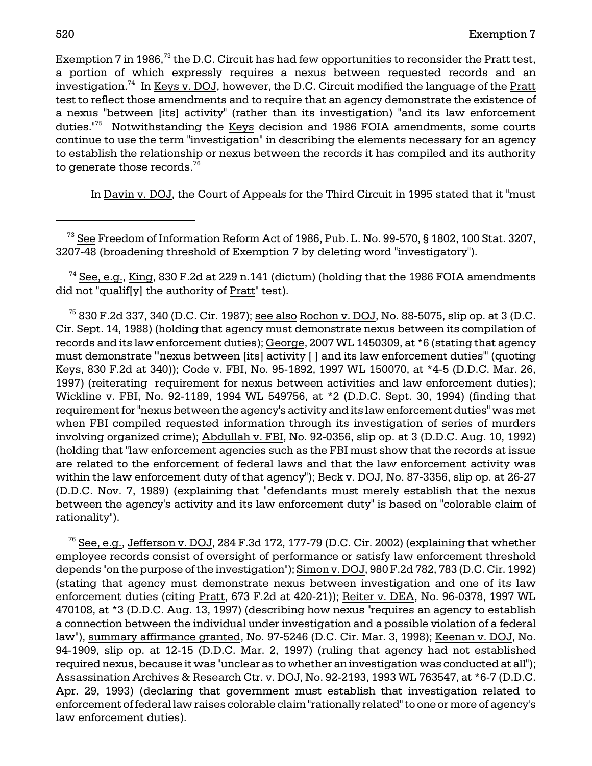Exemption 7 in 1986,[73] the D.C. Circuit has had few opportunities to reconsider the Pratt test, a portion of which expressly requires a nexus between requested records and an investigation.[74] In Keys v. DOJ, however, the D.C. Circuit modified the language of the Pratt test to reflect those amendments and to require that an agency demonstrate the existence of a nexus "between [its] activity" (rather than its investigation) "and its law enforcement duties."[75] Notwithstanding the Keys decision and 1986 FOIA amendments, some courts continue to use the term "investigation" in describing the elements necessary for an agency to establish the relationship or nexus between the records it has compiled and its authority to generate those records.[76]

In Davin v. DOJ, the Court of Appeals for the Third Circuit in 1995 stated that it "must

---

[73] See Freedom of Information Reform Act of 1986, Pub. L. No. 99-570, § 1802, 100 Stat. 3207, 3207-48 (broadening threshold of Exemption 7 by deleting word "investigatory").

[74] See, e.g., King, 830 F.2d at 229 n.141 (dictum) (holding that the 1986 FOIA amendments did not "qualif[y] the authority of Pratt" test).

[75] 830 F.2d 337, 340 (D.C. Cir. 1987); see also Rochon v. DOJ, No. 88-5075, slip op. at 3 (D.C. Cir. Sept. 14, 1988) (holding that agency must demonstrate nexus between its compilation of records and its law enforcement duties); George, 2007 WL 1450309, at *6 (stating that agency must demonstrate "'nexus between [its] activity [ ] and its law enforcement duties'" (quoting Keys, 830 F.2d at 340)); Code v. FBI, No. 95-1892, 1997 WL 150070, at *4-5 (D.D.C. Mar. 26, 1997) (reiterating requirement for nexus between activities and law enforcement duties); Wickline v. FBI, No. 92-1189, 1994 WL 549756, at *2 (D.D.C. Sept. 30, 1994) (finding that requirement for "nexus between the agency's activity and its law enforcement duties" was met when FBI compiled requested information through its investigation of series of murders involving organized crime); Abdullah v. FBI, No. 92-0356, slip op. at 3 (D.D.C. Aug. 10, 1992) (holding that "law enforcement agencies such as the FBI must show that the records at issue are related to the enforcement of federal laws and that the law enforcement activity was within the law enforcement duty of that agency"); Beck v. DOJ, No. 87-3356, slip op. at 26-27 (D.D.C. Nov. 7, 1989) (explaining that "defendants must merely establish that the nexus between the agency's activity and its law enforcement duty" is based on "colorable claim of rationality").

[76] See, e.g., Jefferson v. DOJ, 284 F.3d 172, 177-79 (D.C. Cir. 2002) (explaining that whether employee records consist of oversight of performance or satisfy law enforcement threshold depends "on the purpose of the investigation"); Simon v. DOJ, 980 F.2d 782, 783 (D.C. Cir. 1992) (stating that agency must demonstrate nexus between investigation and one of its law enforcement duties (citing Pratt, 673 F.2d at 420-21)); Reiter v. DEA, No. 96-0378, 1997 WL 470108, at *3 (D.D.C. Aug. 13, 1997) (describing how nexus "requires an agency to establish a connection between the individual under investigation and a possible violation of a federal law"), summary affirmance granted, No. 97-5246 (D.C. Cir. Mar. 3, 1998); Keenan v. DOJ, No. 94-1909, slip op. at 12-15 (D.D.C. Mar. 2, 1997) (ruling that agency had not established required nexus, because it was "unclear as to whether an investigation was conducted at all"); Assassination Archives & Research Ctr. v. DOJ, No. 92-2193, 1993 WL 763547, at *6-7 (D.D.C. Apr. 29, 1993) (declaring that government must establish that investigation related to enforcement of federal law raises colorable claim "rationally related" to one or more of agency's law enforcement duties).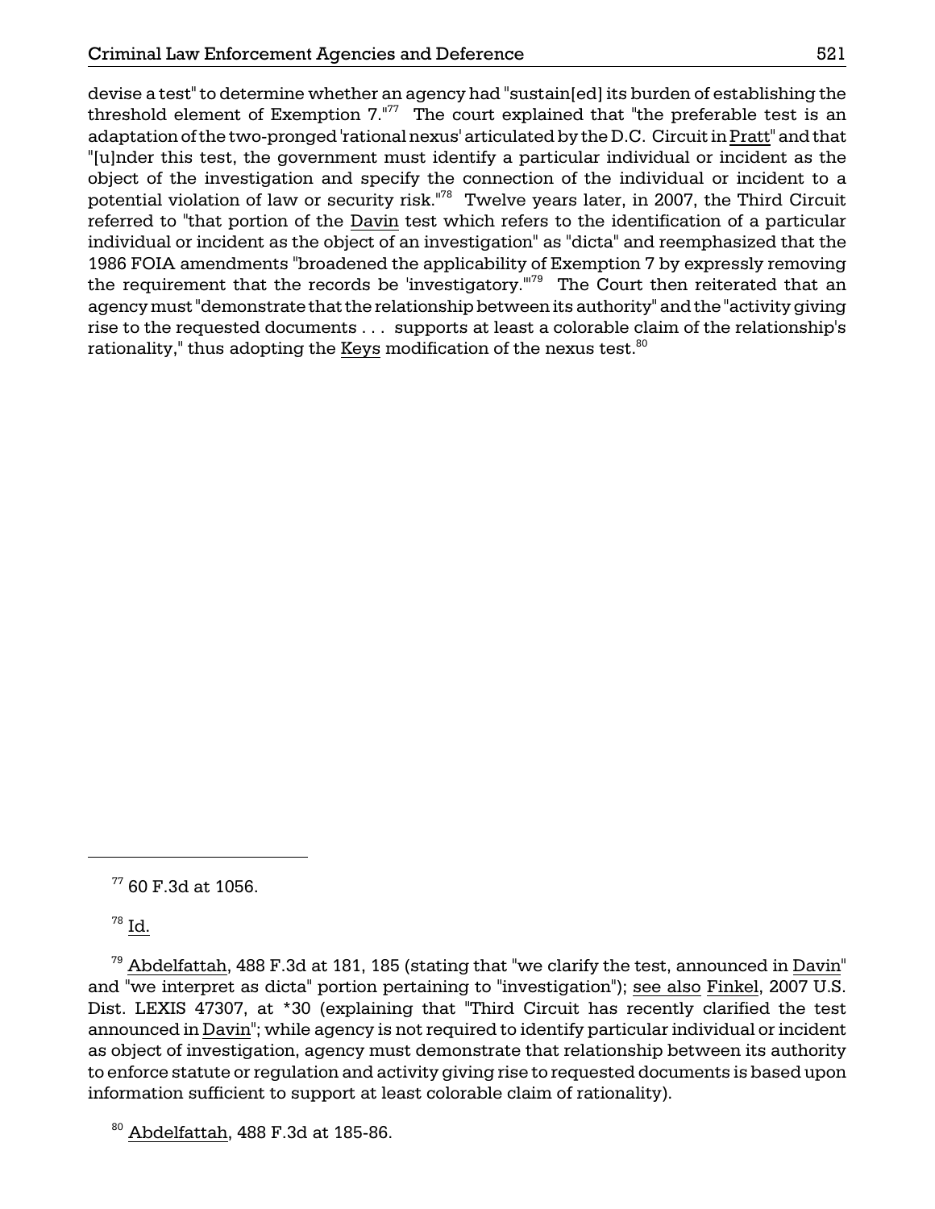devise a test" to determine whether an agency had "sustain[ed] its burden of establishing the threshold element of Exemption 7."[77] The court explained that "the preferable test is an adaptation of the two-pronged 'rational nexus' articulated by the D.C. Circuit in Pratt" and that "[u]nder this test, the government must identify a particular individual or incident as the object of the investigation and specify the connection of the individual or incident to a potential violation of law or security risk."[78] Twelve years later, in 2007, the Third Circuit referred to "that portion of the Davin test which refers to the identification of a particular individual or incident as the object of an investigation" as "dicta" and reemphasized that the 1986 FOIA amendments "broadened the applicability of Exemption 7 by expressly removing the requirement that the records be 'investigatory.'"[79] The Court then reiterated that an agency must "demonstrate that the relationship between its authority" and the "activity giving rise to the requested documents . . . supports at least a colorable claim of the relationship's rationality," thus adopting the Keys modification of the nexus test.[80]

---

[77] 60 F.3d at 1056.

[78] Id.

[79] Abdelfattah, 488 F.3d at 181, 185 (stating that "we clarify the test, announced in Davin" and "we interpret as dicta" portion pertaining to "investigation"); see also Finkel, 2007 U.S. Dist. LEXIS 47307, at *30 (explaining that "Third Circuit has recently clarified the test announced in Davin"; while agency is not required to identify particular individual or incident as object of investigation, agency must demonstrate that relationship between its authority to enforce statute or regulation and activity giving rise to requested documents is based upon information sufficient to support at least colorable claim of rationality).

[80] Abdelfattah, 488 F.3d at 185-86.